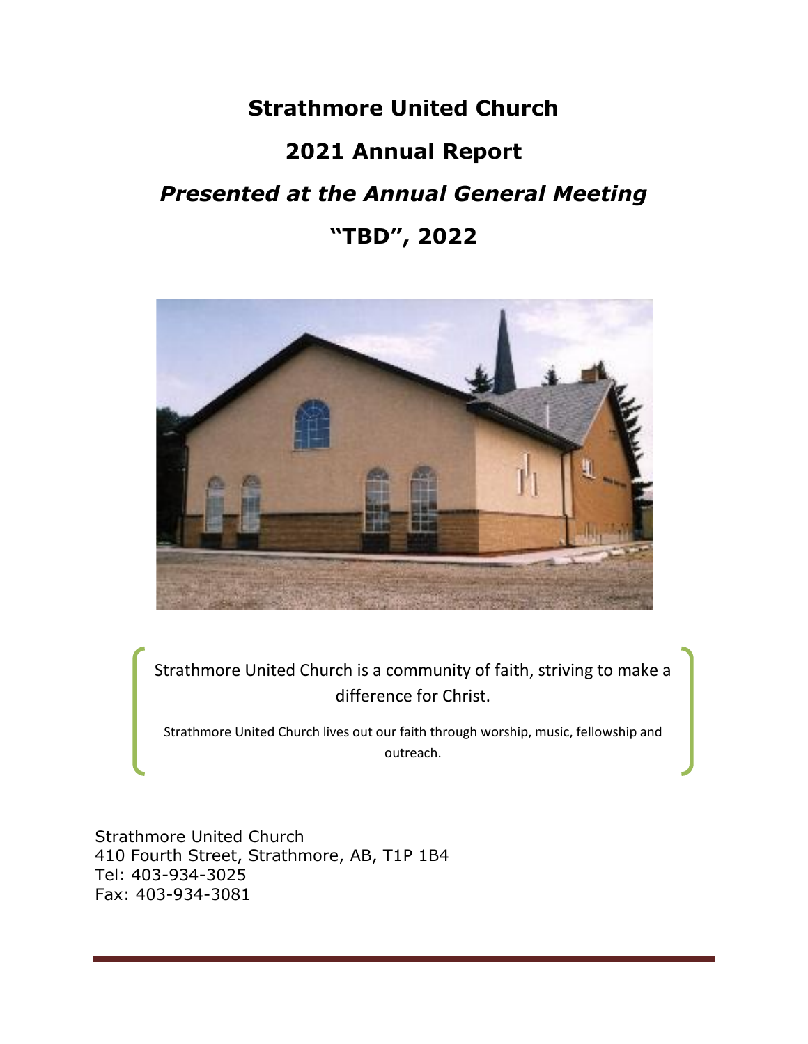# Strathmore United Church

# 2021 Annual Report

## *Presented at the Annual General Meeting*

## "TBD", 2022

Strathmore United Church is a community of faith, striving to make a difference for Christ.

Strathmore United Church lives out our faith through worship, music, fellowship and outreach.

Strathmore United Church
410 Fourth Street, Strathmore, AB, T1P 1B4
Tel: 403-934-3025
Fax: 403-934-3081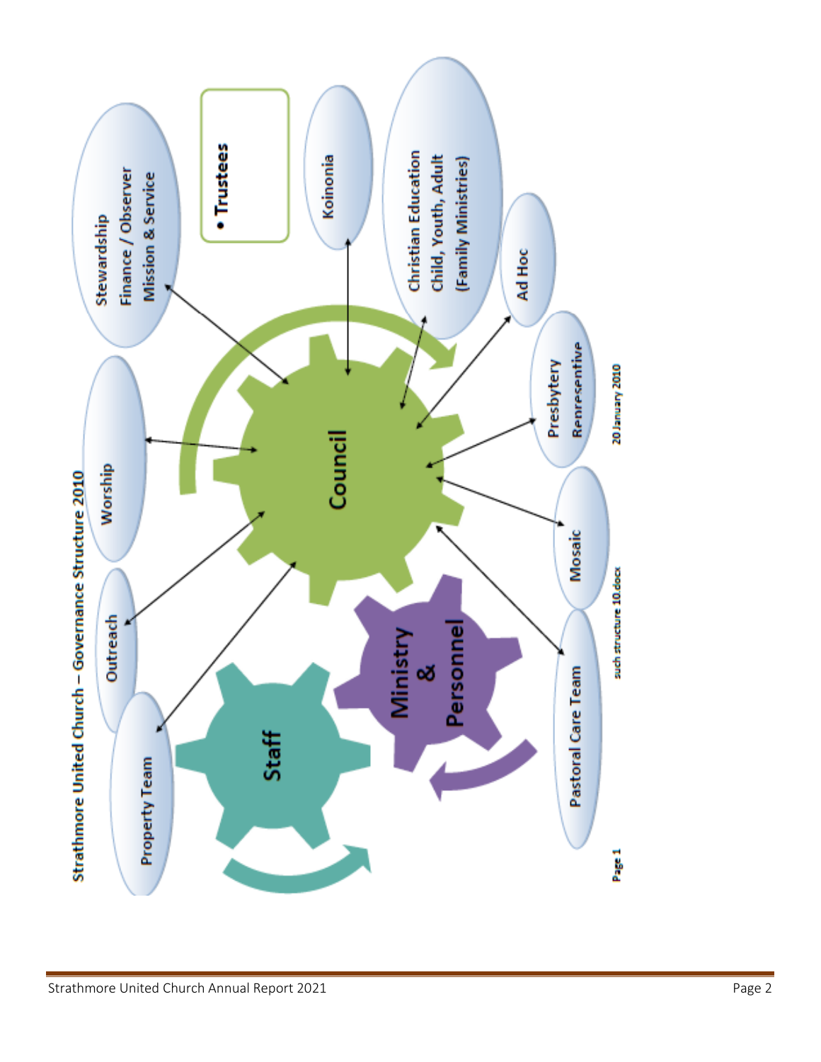# Strathmore United Church – Governance Structure 2010

**Council**

- Worship
- Stewardship
  Finance / Observer
  Mission & Service
- • Trustees
- Koinonia
- Christian Education
  Child, Youth, Adult
  (Family Ministries)
- Ad Hoc
- Presbytery Representive
- Mosaic
- Pastoral Care Team
- Property Team
- Outreach

**Staff**

**Ministry & Personnel**

Page 1 such structure 10.docx 20 January 2010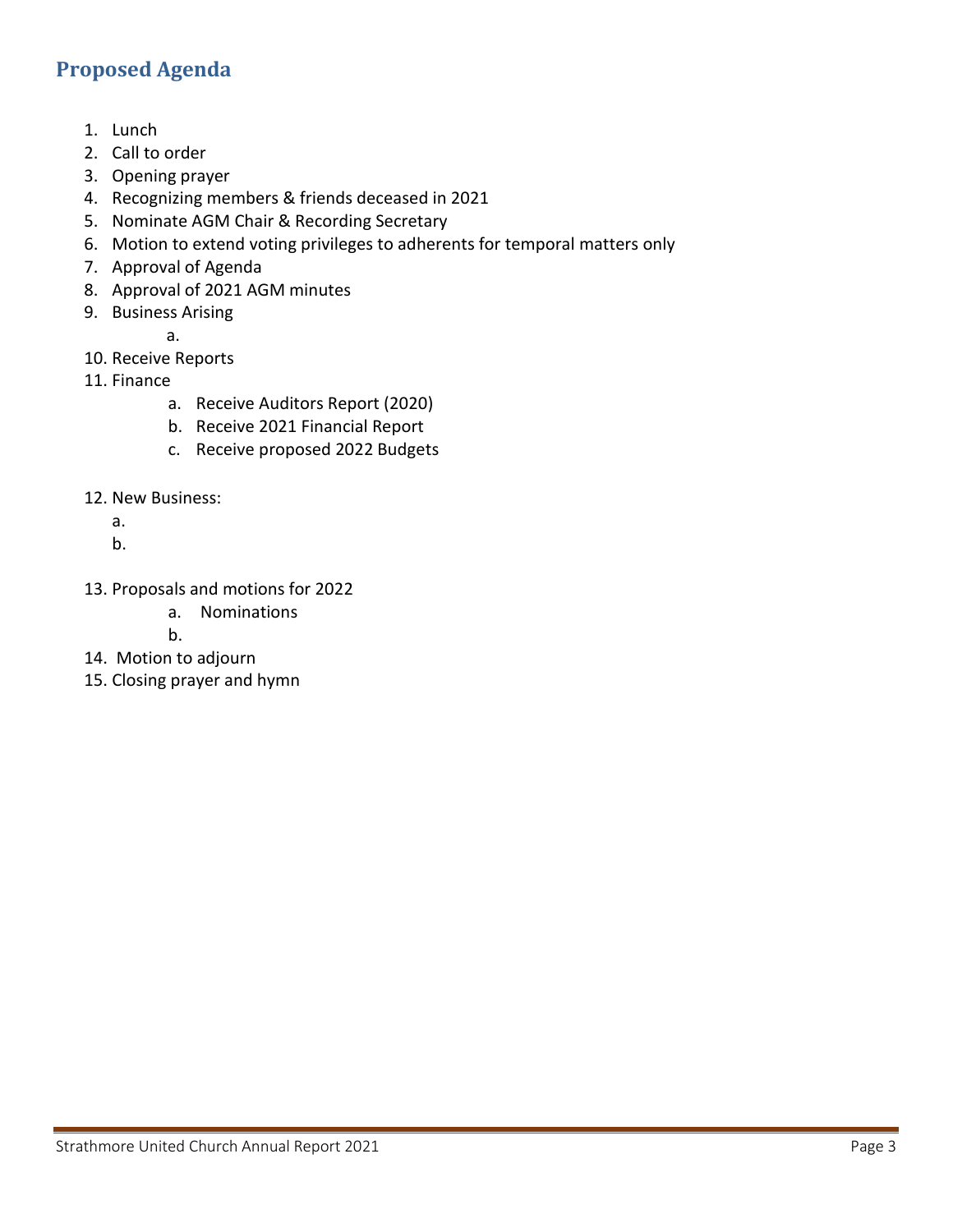## Proposed Agenda

1. Lunch
2. Call to order
3. Opening prayer
4. Recognizing members & friends deceased in 2021
5. Nominate AGM Chair & Recording Secretary
6. Motion to extend voting privileges to adherents for temporal matters only
7. Approval of Agenda
8. Approval of 2021 AGM minutes
9. Business Arising
    a.
10. Receive Reports
11. Finance
    a. Receive Auditors Report (2020)
    b. Receive 2021 Financial Report
    c. Receive proposed 2022 Budgets
12. New Business:
    a.
    b.
13. Proposals and motions for 2022
    a. Nominations
    b.
14. Motion to adjourn
15. Closing prayer and hymn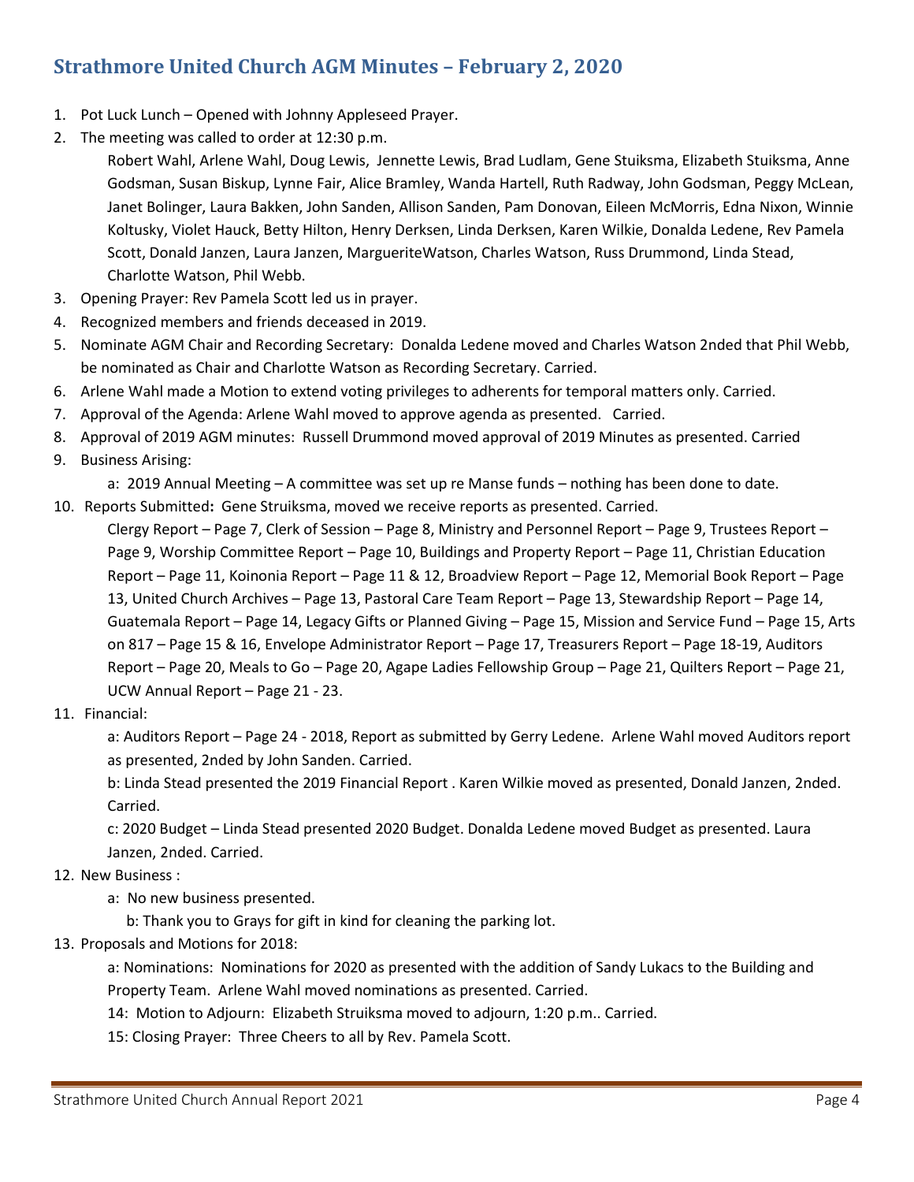## Strathmore United Church AGM Minutes – February 2, 2020

1. Pot Luck Lunch – Opened with Johnny Appleseed Prayer.
2. The meeting was called to order at 12:30 p.m.

   Robert Wahl, Arlene Wahl, Doug Lewis, Jennette Lewis, Brad Ludlam, Gene Stuiksma, Elizabeth Stuiksma, Anne Godsman, Susan Biskup, Lynne Fair, Alice Bramley, Wanda Hartell, Ruth Radway, John Godsman, Peggy McLean, Janet Bolinger, Laura Bakken, John Sanden, Allison Sanden, Pam Donovan, Eileen McMorris, Edna Nixon, Winnie Koltusky, Violet Hauck, Betty Hilton, Henry Derksen, Linda Derksen, Karen Wilkie, Donalda Ledene, Rev Pamela Scott, Donald Janzen, Laura Janzen, MargueriteWatson, Charles Watson, Russ Drummond, Linda Stead, Charlotte Watson, Phil Webb.
3. Opening Prayer: Rev Pamela Scott led us in prayer.
4. Recognized members and friends deceased in 2019.
5. Nominate AGM Chair and Recording Secretary: Donalda Ledene moved and Charles Watson 2nded that Phil Webb, be nominated as Chair and Charlotte Watson as Recording Secretary. Carried.
6. Arlene Wahl made a Motion to extend voting privileges to adherents for temporal matters only. Carried.
7. Approval of the Agenda: Arlene Wahl moved to approve agenda as presented. Carried.
8. Approval of 2019 AGM minutes: Russell Drummond moved approval of 2019 Minutes as presented. Carried
9. Business Arising:

   a: 2019 Annual Meeting – A committee was set up re Manse funds – nothing has been done to date.
10. Reports Submitted**:** Gene Struiksma, moved we receive reports as presented. Carried.

    Clergy Report – Page 7, Clerk of Session – Page 8, Ministry and Personnel Report – Page 9, Trustees Report – Page 9, Worship Committee Report – Page 10, Buildings and Property Report – Page 11, Christian Education Report – Page 11, Koinonia Report – Page 11 & 12, Broadview Report – Page 12, Memorial Book Report – Page 13, United Church Archives – Page 13, Pastoral Care Team Report – Page 13, Stewardship Report – Page 14, Guatemala Report – Page 14, Legacy Gifts or Planned Giving – Page 15, Mission and Service Fund – Page 15, Arts on 817 – Page 15 & 16, Envelope Administrator Report – Page 17, Treasurers Report – Page 18-19, Auditors Report – Page 20, Meals to Go – Page 20, Agape Ladies Fellowship Group – Page 21, Quilters Report – Page 21, UCW Annual Report – Page 21 - 23.
11. Financial:

    a: Auditors Report – Page 24 - 2018, Report as submitted by Gerry Ledene. Arlene Wahl moved Auditors report as presented, 2nded by John Sanden. Carried.

    b: Linda Stead presented the 2019 Financial Report . Karen Wilkie moved as presented, Donald Janzen, 2nded. Carried.

    c: 2020 Budget – Linda Stead presented 2020 Budget. Donalda Ledene moved Budget as presented. Laura Janzen, 2nded. Carried.
12. New Business :

    a: No new business presented.

    b: Thank you to Grays for gift in kind for cleaning the parking lot.
13. Proposals and Motions for 2018:

    a: Nominations: Nominations for 2020 as presented with the addition of Sandy Lukacs to the Building and Property Team. Arlene Wahl moved nominations as presented. Carried.

    14: Motion to Adjourn: Elizabeth Struiksma moved to adjourn, 1:20 p.m.. Carried.

    15: Closing Prayer: Three Cheers to all by Rev. Pamela Scott.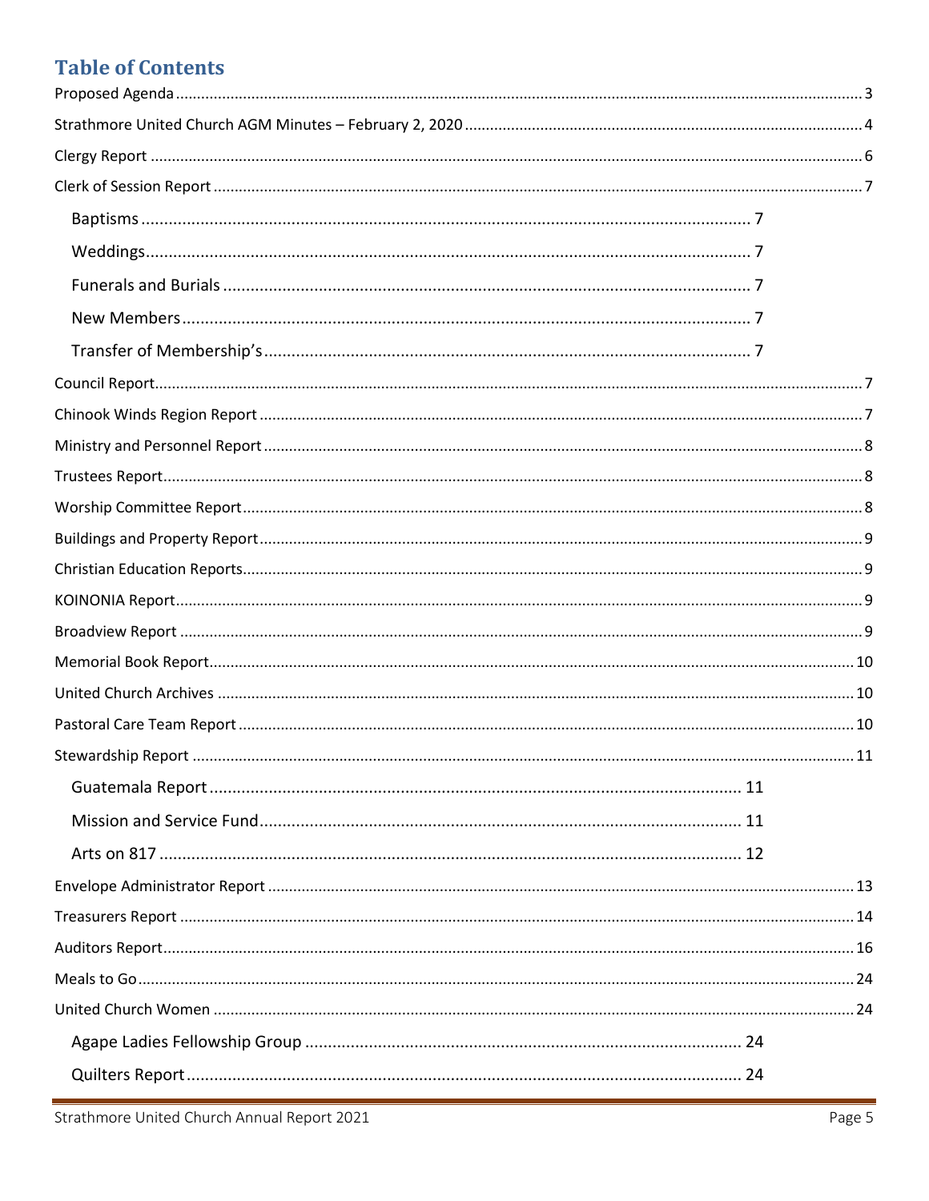# Table of Contents

Proposed Agenda ........................................................................ 3

Strathmore United Church AGM Minutes – February 2, 2020 ........................................................................ 4

Clergy Report ........................................................................ 6

Clerk of Session Report ........................................................................ 7

- Baptisms ........................................................................ 7
- Weddings ........................................................................ 7
- Funerals and Burials ........................................................................ 7
- New Members ........................................................................ 7
- Transfer of Membership's ........................................................................ 7

Council Report ........................................................................ 7

Chinook Winds Region Report ........................................................................ 7

Ministry and Personnel Report ........................................................................ 8

Trustees Report ........................................................................ 8

Worship Committee Report ........................................................................ 8

Buildings and Property Report ........................................................................ 9

Christian Education Reports ........................................................................ 9

KOINONIA Report ........................................................................ 9

Broadview Report ........................................................................ 9

Memorial Book Report ........................................................................ 10

United Church Archives ........................................................................ 10

Pastoral Care Team Report ........................................................................ 10

Stewardship Report ........................................................................ 11

- Guatemala Report ........................................................................ 11
- Mission and Service Fund ........................................................................ 11
- Arts on 817 ........................................................................ 12

Envelope Administrator Report ........................................................................ 13

Treasurers Report ........................................................................ 14

Auditors Report ........................................................................ 16

Meals to Go ........................................................................ 24

United Church Women ........................................................................ 24

- Agape Ladies Fellowship Group ........................................................................ 24
- Quilters Report ........................................................................ 24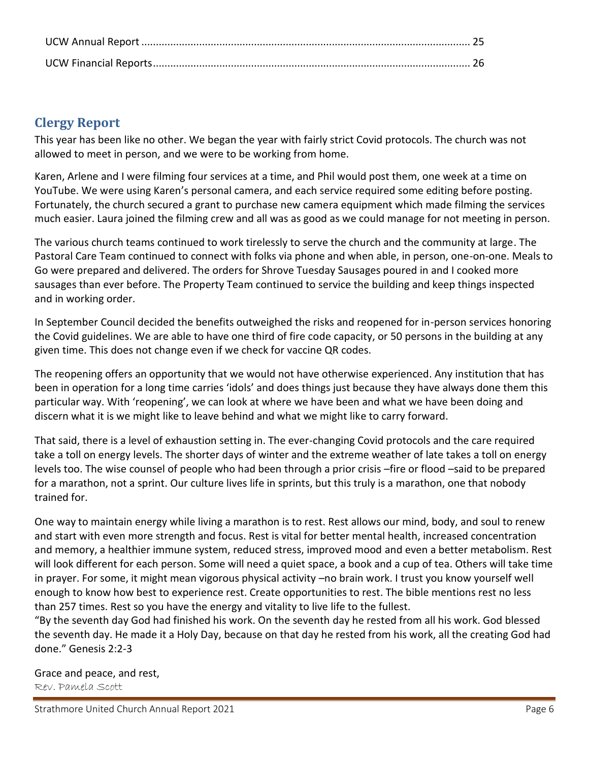UCW Annual Report ................................................................................................................ 25

UCW Financial Reports............................................................................................................ 26

## Clergy Report

This year has been like no other. We began the year with fairly strict Covid protocols. The church was not allowed to meet in person, and we were to be working from home.

Karen, Arlene and I were filming four services at a time, and Phil would post them, one week at a time on YouTube. We were using Karen's personal camera, and each service required some editing before posting. Fortunately, the church secured a grant to purchase new camera equipment which made filming the services much easier. Laura joined the filming crew and all was as good as we could manage for not meeting in person.

The various church teams continued to work tirelessly to serve the church and the community at large. The Pastoral Care Team continued to connect with folks via phone and when able, in person, one-on-one. Meals to Go were prepared and delivered. The orders for Shrove Tuesday Sausages poured in and I cooked more sausages than ever before. The Property Team continued to service the building and keep things inspected and in working order.

In September Council decided the benefits outweighed the risks and reopened for in-person services honoring the Covid guidelines. We are able to have one third of fire code capacity, or 50 persons in the building at any given time. This does not change even if we check for vaccine QR codes.

The reopening offers an opportunity that we would not have otherwise experienced. Any institution that has been in operation for a long time carries 'idols' and does things just because they have always done them this particular way. With 'reopening', we can look at where we have been and what we have been doing and discern what it is we might like to leave behind and what we might like to carry forward.

That said, there is a level of exhaustion setting in. The ever-changing Covid protocols and the care required take a toll on energy levels. The shorter days of winter and the extreme weather of late takes a toll on energy levels too. The wise counsel of people who had been through a prior crisis –fire or flood –said to be prepared for a marathon, not a sprint. Our culture lives life in sprints, but this truly is a marathon, one that nobody trained for.

One way to maintain energy while living a marathon is to rest. Rest allows our mind, body, and soul to renew and start with even more strength and focus. Rest is vital for better mental health, increased concentration and memory, a healthier immune system, reduced stress, improved mood and even a better metabolism. Rest will look different for each person. Some will need a quiet space, a book and a cup of tea. Others will take time in prayer. For some, it might mean vigorous physical activity –no brain work. I trust you know yourself well enough to know how best to experience rest. Create opportunities to rest. The bible mentions rest no less than 257 times. Rest so you have the energy and vitality to live life to the fullest.

"By the seventh day God had finished his work. On the seventh day he rested from all his work. God blessed the seventh day. He made it a Holy Day, because on that day he rested from his work, all the creating God had done." Genesis 2:2-3

Grace and peace, and rest,
Rev. Pamela Scott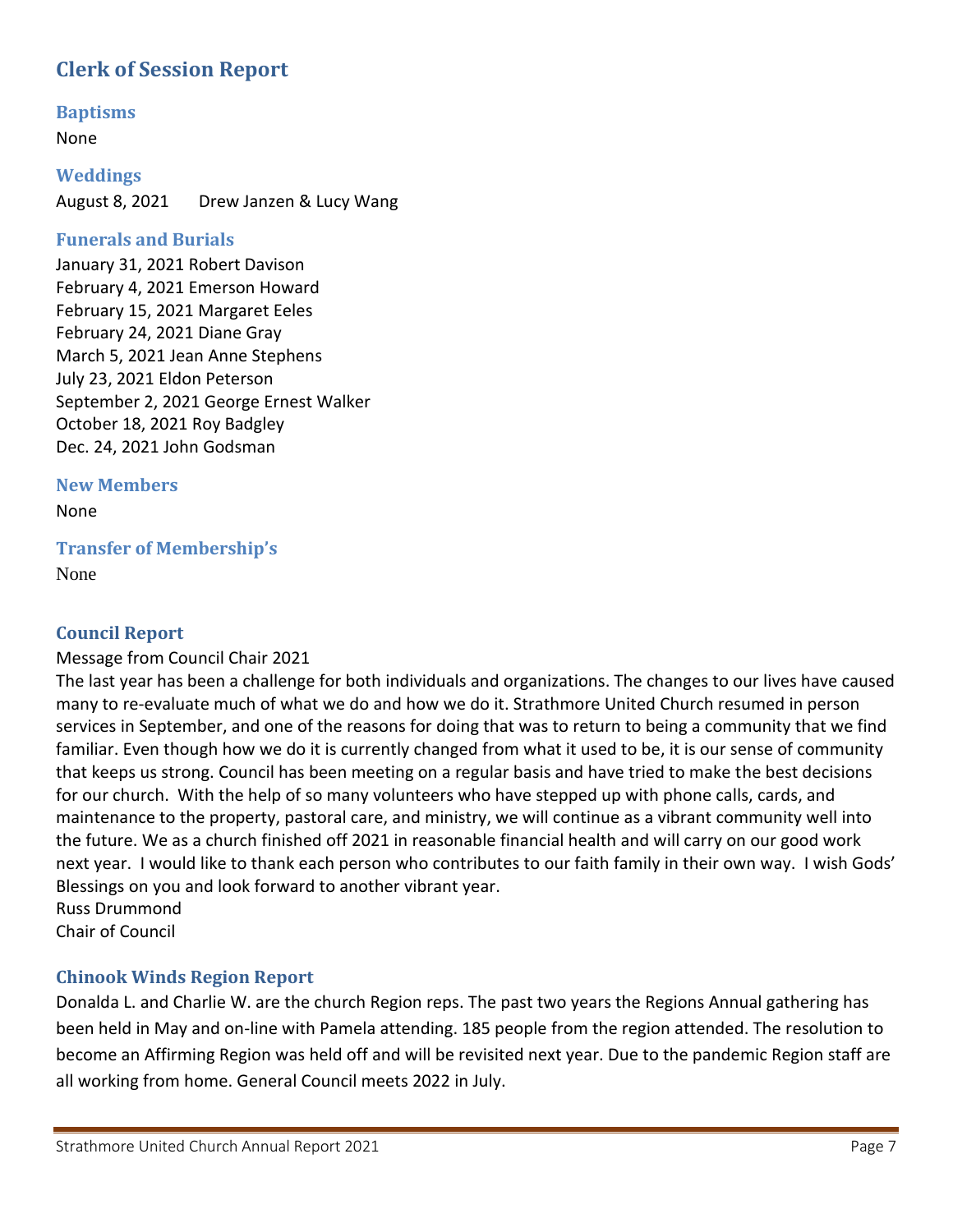# Clerk of Session Report

## Baptisms

None

## Weddings

August 8, 2021 Drew Janzen & Lucy Wang

## Funerals and Burials

January 31, 2021 Robert Davison
February 4, 2021 Emerson Howard
February 15, 2021 Margaret Eeles
February 24, 2021 Diane Gray
March 5, 2021 Jean Anne Stephens
July 23, 2021 Eldon Peterson
September 2, 2021 George Ernest Walker
October 18, 2021 Roy Badgley
Dec. 24, 2021 John Godsman

## New Members

None

## Transfer of Membership's

None

## Council Report

Message from Council Chair 2021

The last year has been a challenge for both individuals and organizations. The changes to our lives have caused many to re-evaluate much of what we do and how we do it. Strathmore United Church resumed in person services in September, and one of the reasons for doing that was to return to being a community that we find familiar. Even though how we do it is currently changed from what it used to be, it is our sense of community that keeps us strong. Council has been meeting on a regular basis and have tried to make the best decisions for our church. With the help of so many volunteers who have stepped up with phone calls, cards, and maintenance to the property, pastoral care, and ministry, we will continue as a vibrant community well into the future. We as a church finished off 2021 in reasonable financial health and will carry on our good work next year. I would like to thank each person who contributes to our faith family in their own way. I wish Gods' Blessings on you and look forward to another vibrant year.

Russ Drummond
Chair of Council

## Chinook Winds Region Report

Donalda L. and Charlie W. are the church Region reps. The past two years the Regions Annual gathering has been held in May and on-line with Pamela attending. 185 people from the region attended. The resolution to become an Affirming Region was held off and will be revisited next year. Due to the pandemic Region staff are all working from home. General Council meets 2022 in July.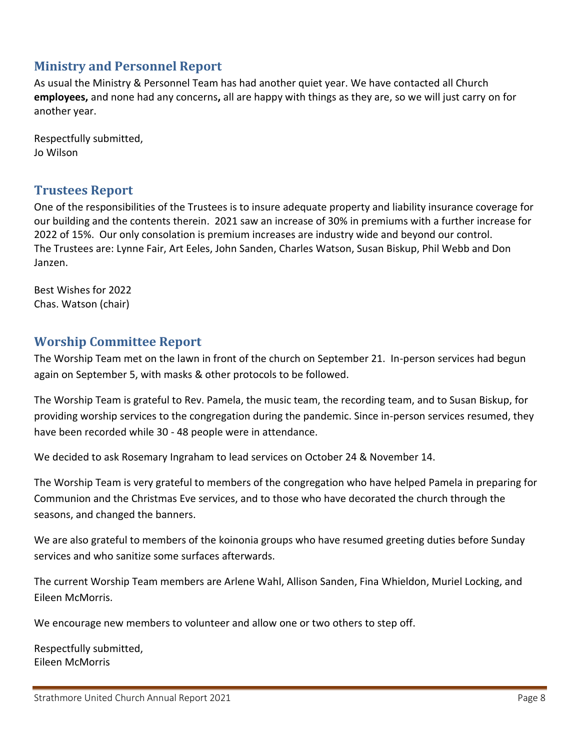## Ministry and Personnel Report

As usual the Ministry & Personnel Team has had another quiet year. We have contacted all Church **employees,** and none had any concerns**,** all are happy with things as they are, so we will just carry on for another year.

Respectfully submitted,
Jo Wilson

## Trustees Report

One of the responsibilities of the Trustees is to insure adequate property and liability insurance coverage for our building and the contents therein. 2021 saw an increase of 30% in premiums with a further increase for 2022 of 15%. Our only consolation is premium increases are industry wide and beyond our control.
The Trustees are: Lynne Fair, Art Eeles, John Sanden, Charles Watson, Susan Biskup, Phil Webb and Don Janzen.

Best Wishes for 2022
Chas. Watson (chair)

## Worship Committee Report

The Worship Team met on the lawn in front of the church on September 21. In-person services had begun again on September 5, with masks & other protocols to be followed.

The Worship Team is grateful to Rev. Pamela, the music team, the recording team, and to Susan Biskup, for providing worship services to the congregation during the pandemic. Since in-person services resumed, they have been recorded while 30 - 48 people were in attendance.

We decided to ask Rosemary Ingraham to lead services on October 24 & November 14.

The Worship Team is very grateful to members of the congregation who have helped Pamela in preparing for Communion and the Christmas Eve services, and to those who have decorated the church through the seasons, and changed the banners.

We are also grateful to members of the koinonia groups who have resumed greeting duties before Sunday services and who sanitize some surfaces afterwards.

The current Worship Team members are Arlene Wahl, Allison Sanden, Fina Whieldon, Muriel Locking, and Eileen McMorris.

We encourage new members to volunteer and allow one or two others to step off.

Respectfully submitted,
Eileen McMorris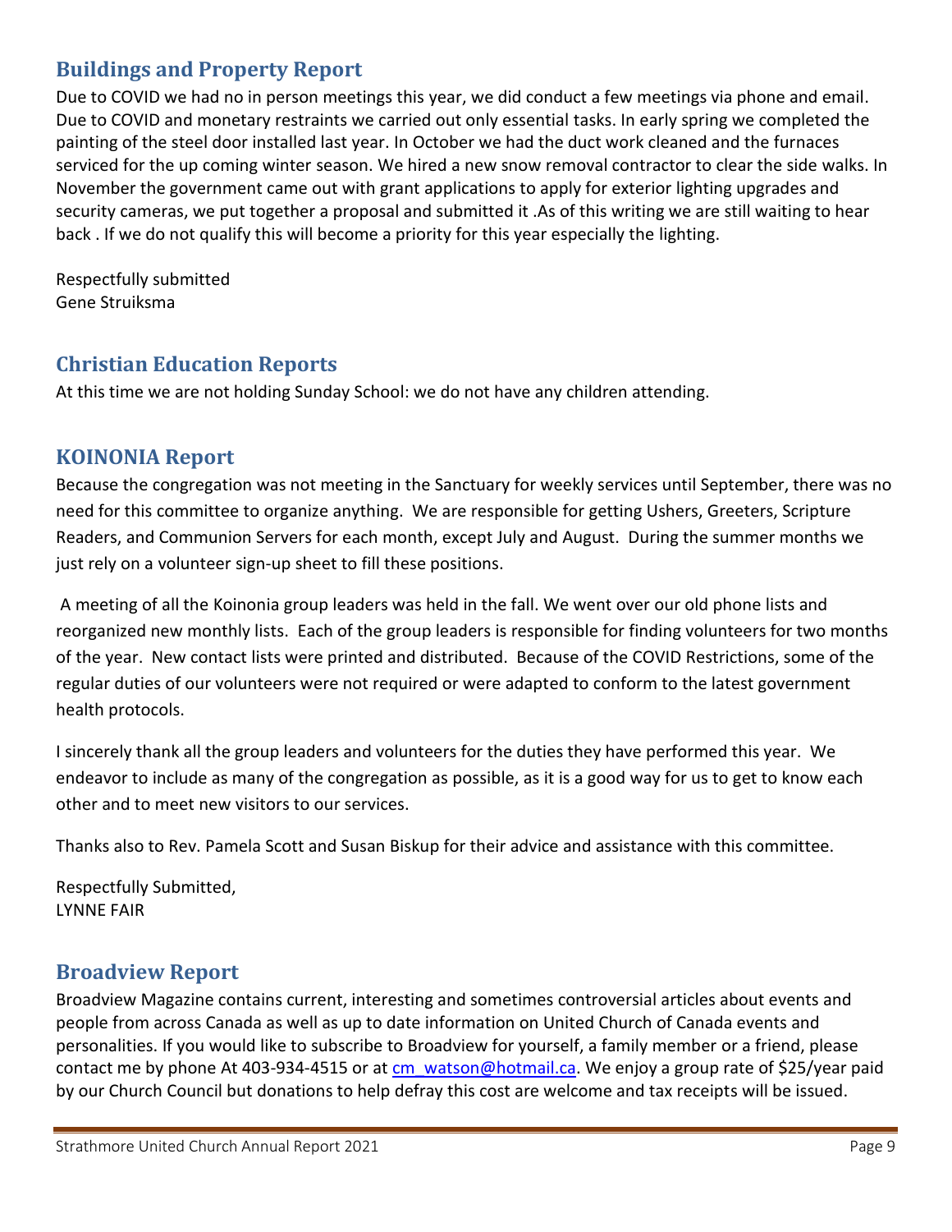## Buildings and Property Report

Due to COVID we had no in person meetings this year, we did conduct a few meetings via phone and email. Due to COVID and monetary restraints we carried out only essential tasks. In early spring we completed the painting of the steel door installed last year. In October we had the duct work cleaned and the furnaces serviced for the up coming winter season. We hired a new snow removal contractor to clear the side walks. In November the government came out with grant applications to apply for exterior lighting upgrades and security cameras, we put together a proposal and submitted it .As of this writing we are still waiting to hear back . If we do not qualify this will become a priority for this year especially the lighting.

Respectfully submitted
Gene Struiksma

## Christian Education Reports

At this time we are not holding Sunday School: we do not have any children attending.

## KOINONIA Report

Because the congregation was not meeting in the Sanctuary for weekly services until September, there was no need for this committee to organize anything. We are responsible for getting Ushers, Greeters, Scripture Readers, and Communion Servers for each month, except July and August. During the summer months we just rely on a volunteer sign-up sheet to fill these positions.

A meeting of all the Koinonia group leaders was held in the fall. We went over our old phone lists and reorganized new monthly lists. Each of the group leaders is responsible for finding volunteers for two months of the year. New contact lists were printed and distributed. Because of the COVID Restrictions, some of the regular duties of our volunteers were not required or were adapted to conform to the latest government health protocols.

I sincerely thank all the group leaders and volunteers for the duties they have performed this year. We endeavor to include as many of the congregation as possible, as it is a good way for us to get to know each other and to meet new visitors to our services.

Thanks also to Rev. Pamela Scott and Susan Biskup for their advice and assistance with this committee.

Respectfully Submitted,
LYNNE FAIR

## Broadview Report

Broadview Magazine contains current, interesting and sometimes controversial articles about events and people from across Canada as well as up to date information on United Church of Canada events and personalities. If you would like to subscribe to Broadview for yourself, a family member or a friend, please contact me by phone At 403-934-4515 or at cm_watson@hotmail.ca. We enjoy a group rate of $25/year paid by our Church Council but donations to help defray this cost are welcome and tax receipts will be issued.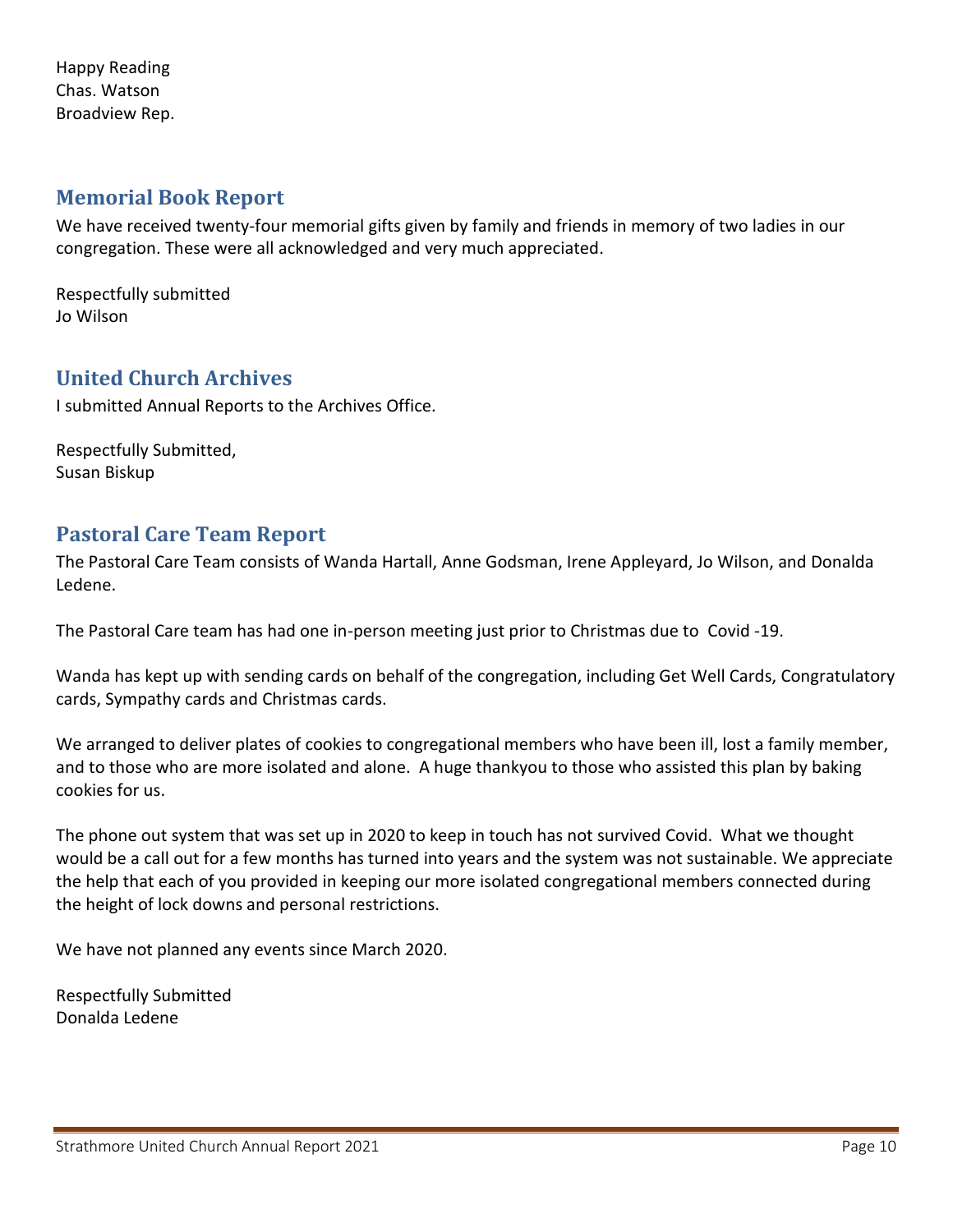Happy Reading
Chas. Watson
Broadview Rep.

## Memorial Book Report

We have received twenty-four memorial gifts given by family and friends in memory of two ladies in our congregation. These were all acknowledged and very much appreciated.

Respectfully submitted
Jo Wilson

## United Church Archives

I submitted Annual Reports to the Archives Office.

Respectfully Submitted,
Susan Biskup

## Pastoral Care Team Report

The Pastoral Care Team consists of Wanda Hartall, Anne Godsman, Irene Appleyard, Jo Wilson, and Donalda Ledene.

The Pastoral Care team has had one in-person meeting just prior to Christmas due to Covid -19.

Wanda has kept up with sending cards on behalf of the congregation, including Get Well Cards, Congratulatory cards, Sympathy cards and Christmas cards.

We arranged to deliver plates of cookies to congregational members who have been ill, lost a family member, and to those who are more isolated and alone. A huge thankyou to those who assisted this plan by baking cookies for us.

The phone out system that was set up in 2020 to keep in touch has not survived Covid. What we thought would be a call out for a few months has turned into years and the system was not sustainable. We appreciate the help that each of you provided in keeping our more isolated congregational members connected during the height of lock downs and personal restrictions.

We have not planned any events since March 2020.

Respectfully Submitted
Donalda Ledene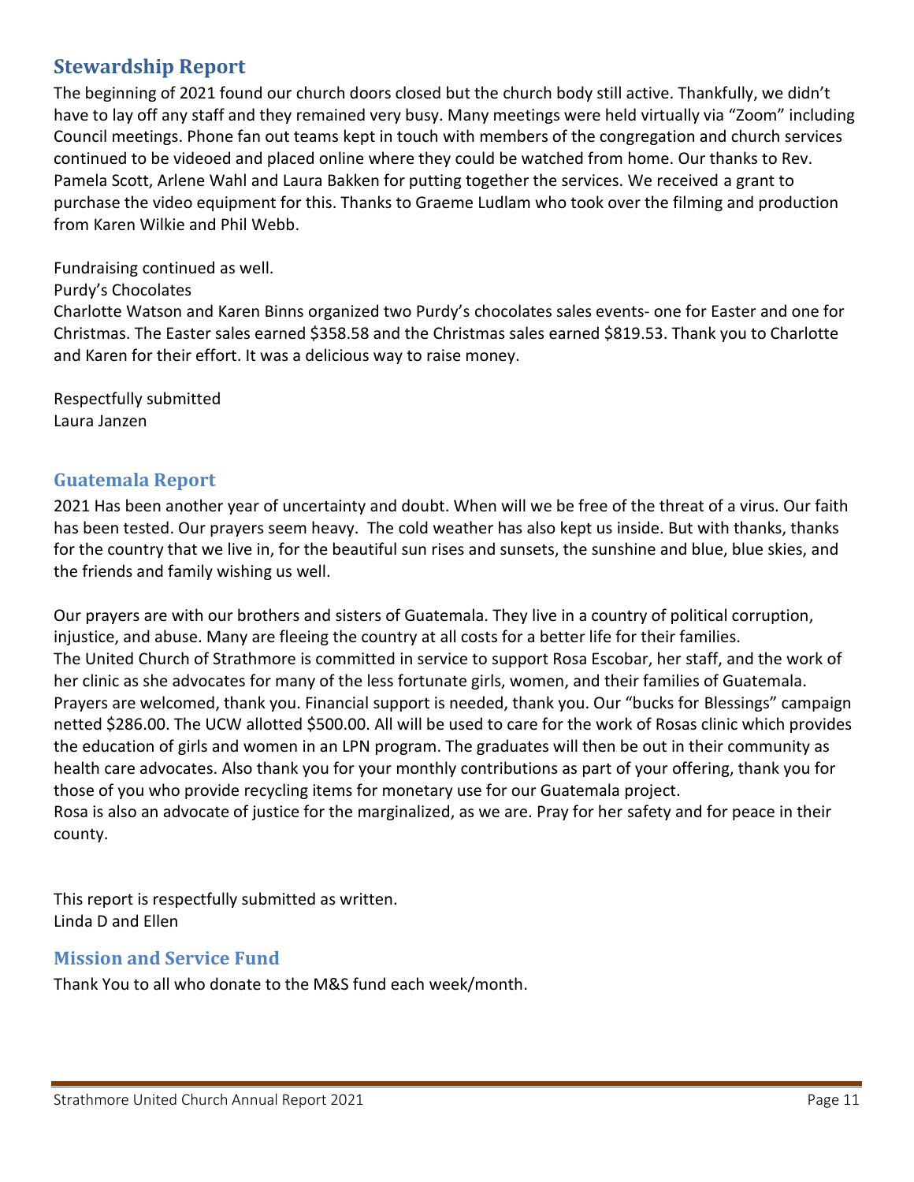## Stewardship Report

The beginning of 2021 found our church doors closed but the church body still active. Thankfully, we didn't have to lay off any staff and they remained very busy. Many meetings were held virtually via "Zoom" including Council meetings. Phone fan out teams kept in touch with members of the congregation and church services continued to be videoed and placed online where they could be watched from home. Our thanks to Rev. Pamela Scott, Arlene Wahl and Laura Bakken for putting together the services. We received a grant to purchase the video equipment for this. Thanks to Graeme Ludlam who took over the filming and production from Karen Wilkie and Phil Webb.

Fundraising continued as well.
Purdy's Chocolates
Charlotte Watson and Karen Binns organized two Purdy's chocolates sales events- one for Easter and one for Christmas. The Easter sales earned $358.58 and the Christmas sales earned $819.53. Thank you to Charlotte and Karen for their effort. It was a delicious way to raise money.

Respectfully submitted
Laura Janzen

## Guatemala Report

2021 Has been another year of uncertainty and doubt. When will we be free of the threat of a virus. Our faith has been tested. Our prayers seem heavy. The cold weather has also kept us inside. But with thanks, thanks for the country that we live in, for the beautiful sun rises and sunsets, the sunshine and blue, blue skies, and the friends and family wishing us well.

Our prayers are with our brothers and sisters of Guatemala. They live in a country of political corruption, injustice, and abuse. Many are fleeing the country at all costs for a better life for their families.
The United Church of Strathmore is committed in service to support Rosa Escobar, her staff, and the work of her clinic as she advocates for many of the less fortunate girls, women, and their families of Guatemala. Prayers are welcomed, thank you. Financial support is needed, thank you. Our "bucks for Blessings" campaign netted $286.00. The UCW allotted $500.00. All will be used to care for the work of Rosas clinic which provides the education of girls and women in an LPN program. The graduates will then be out in their community as health care advocates. Also thank you for your monthly contributions as part of your offering, thank you for those of you who provide recycling items for monetary use for our Guatemala project.
Rosa is also an advocate of justice for the marginalized, as we are. Pray for her safety and for peace in their county.

This report is respectfully submitted as written.
Linda D and Ellen

## Mission and Service Fund

Thank You to all who donate to the M&S fund each week/month.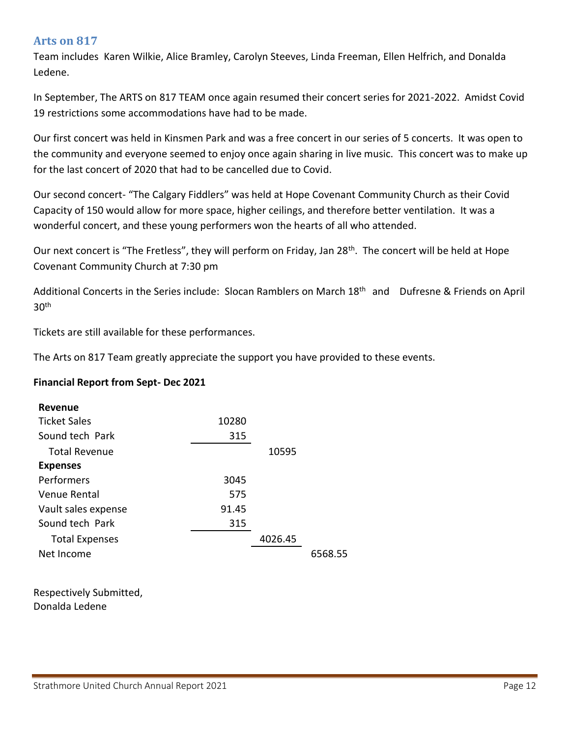## Arts on 817

Team includes  Karen Wilkie, Alice Bramley, Carolyn Steeves, Linda Freeman, Ellen Helfrich, and Donalda Ledene.

In September, The ARTS on 817 TEAM once again resumed their concert series for 2021-2022.  Amidst Covid 19 restrictions some accommodations have had to be made.

Our first concert was held in Kinsmen Park and was a free concert in our series of 5 concerts.  It was open to the community and everyone seemed to enjoy once again sharing in live music.  This concert was to make up for the last concert of 2020 that had to be cancelled due to Covid.

Our second concert- "The Calgary Fiddlers" was held at Hope Covenant Community Church as their Covid Capacity of 150 would allow for more space, higher ceilings, and therefore better ventilation.  It was a wonderful concert, and these young performers won the hearts of all who attended.

Our next concert is "The Fretless", they will perform on Friday, Jan 28th.  The concert will be held at Hope Covenant Community Church at 7:30 pm

Additional Concerts in the Series include:  Slocan Ramblers on March 18th  and  Dufresne & Friends on April 30th

Tickets are still available for these performances.

The Arts on 817 Team greatly appreciate the support you have provided to these events.

**Financial Report from Sept- Dec 2021**

| | | | |
|---|---|---|---|
| **Revenue** | | | |
| Ticket Sales | 10280 | | |
| Sound tech  Park | 315 | | |
| Total Revenue | | 10595 | |
| **Expenses** | | | |
| Performers | 3045 | | |
| Venue Rental | 575 | | |
| Vault sales expense | 91.45 | | |
| Sound tech  Park | 315 | | |
| Total Expenses | | 4026.45 | |
| Net Income | | | 6568.55 |

Respectively Submitted,
Donalda Ledene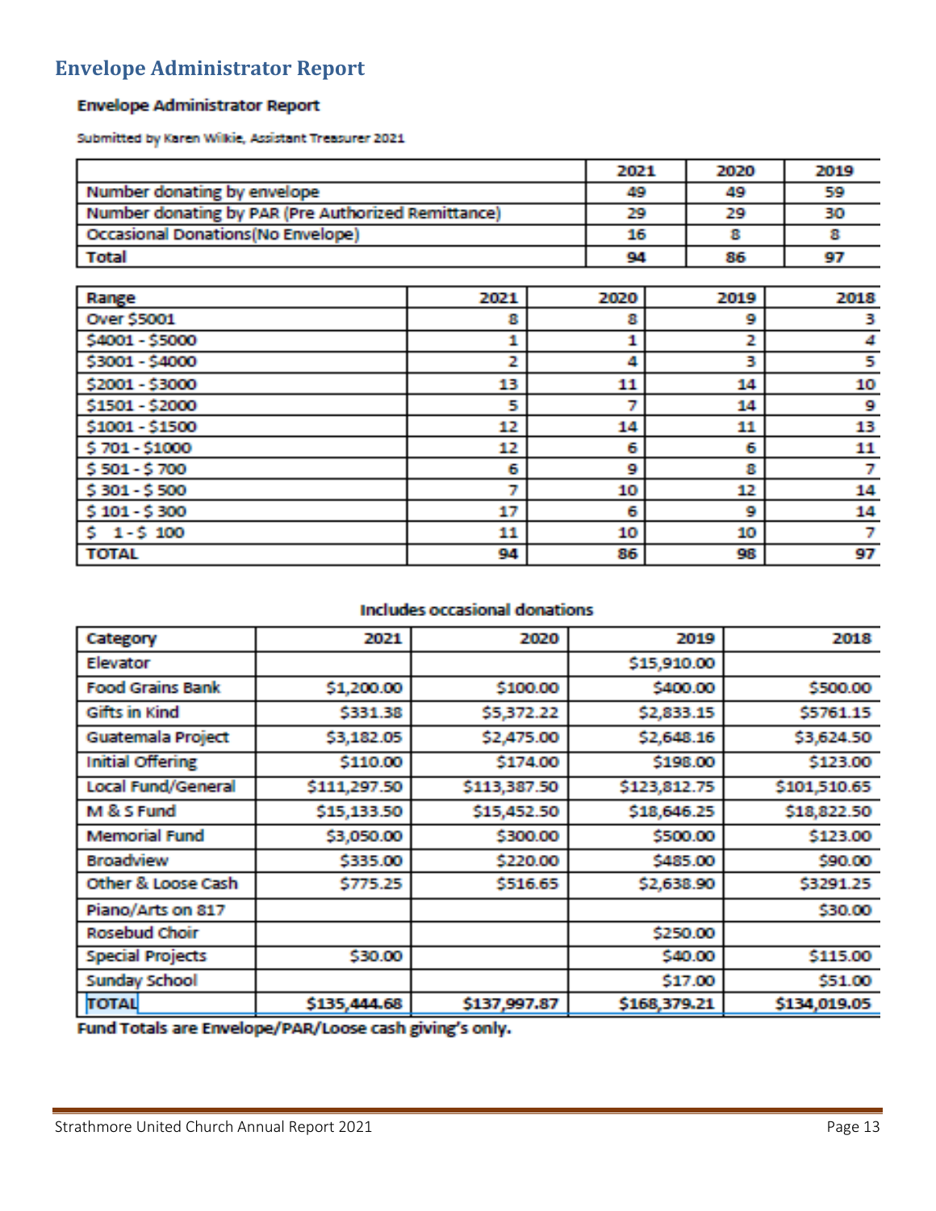# Envelope Administrator Report

**Envelope Administrator Report**

Submitted by Karen Wilkie, Assistant Treasurer 2021

| | 2021 | 2020 | 2019 |
|---|---|---|---|
| Number donating by envelope | 49 | 49 | 59 |
| Number donating by PAR (Pre Authorized Remittance) | 29 | 29 | 30 |
| Occasional Donations(No Envelope) | 16 | 8 | 8 |
| Total | 94 | 86 | 97 |

| Range | 2021 | 2020 | 2019 | 2018 |
|---|---|---|---|---|
| Over $5001 | 8 | 8 | 9 | 3 |
| $4001 - $5000 | 1 | 1 | 2 | 4 |
| $3001 - $4000 | 2 | 4 | 3 | 5 |
| $2001 - $3000 | 13 | 11 | 14 | 10 |
| $1501 - $2000 | 5 | 7 | 14 | 9 |
| $1001 - $1500 | 12 | 14 | 11 | 13 |
| $ 701 - $1000 | 12 | 6 | 6 | 11 |
| $ 501 - $ 700 | 6 | 9 | 8 | 7 |
| $ 301 - $ 500 | 7 | 10 | 12 | 14 |
| $ 101 - $ 300 | 17 | 6 | 9 | 14 |
| $ 1 - $ 100 | 11 | 10 | 10 | 7 |
| **TOTAL** | **94** | **86** | **98** | **97** |

**Includes occasional donations**

| Category | 2021 | 2020 | 2019 | 2018 |
|---|---|---|---|---|
| Elevator | | | $15,910.00 | |
| Food Grains Bank | $1,200.00 | $100.00 | $400.00 | $500.00 |
| Gifts in Kind | $331.38 | $5,372.22 | $2,833.15 | $5761.15 |
| Guatemala Project | $3,182.05 | $2,475.00 | $2,648.16 | $3,624.50 |
| Initial Offering | $110.00 | $174.00 | $198.00 | $123.00 |
| Local Fund/General | $111,297.50 | $113,387.50 | $123,812.75 | $101,510.65 |
| M & S Fund | $15,133.50 | $15,452.50 | $18,646.25 | $18,822.50 |
| Memorial Fund | $3,050.00 | $300.00 | $500.00 | $123.00 |
| Broadview | $335.00 | $220.00 | $485.00 | $90.00 |
| Other & Loose Cash | $775.25 | $516.65 | $2,638.90 | $3291.25 |
| Piano/Arts on 817 | | | | $30.00 |
| Rosebud Choir | | | $250.00 | |
| Special Projects | $30.00 | | $40.00 | $115.00 |
| Sunday School | | | $17.00 | $51.00 |
| **TOTAL** | **$135,444.68** | **$137,997.87** | **$168,379.21** | **$134,019.05** |

**Fund Totals are Envelope/PAR/Loose cash giving's only.**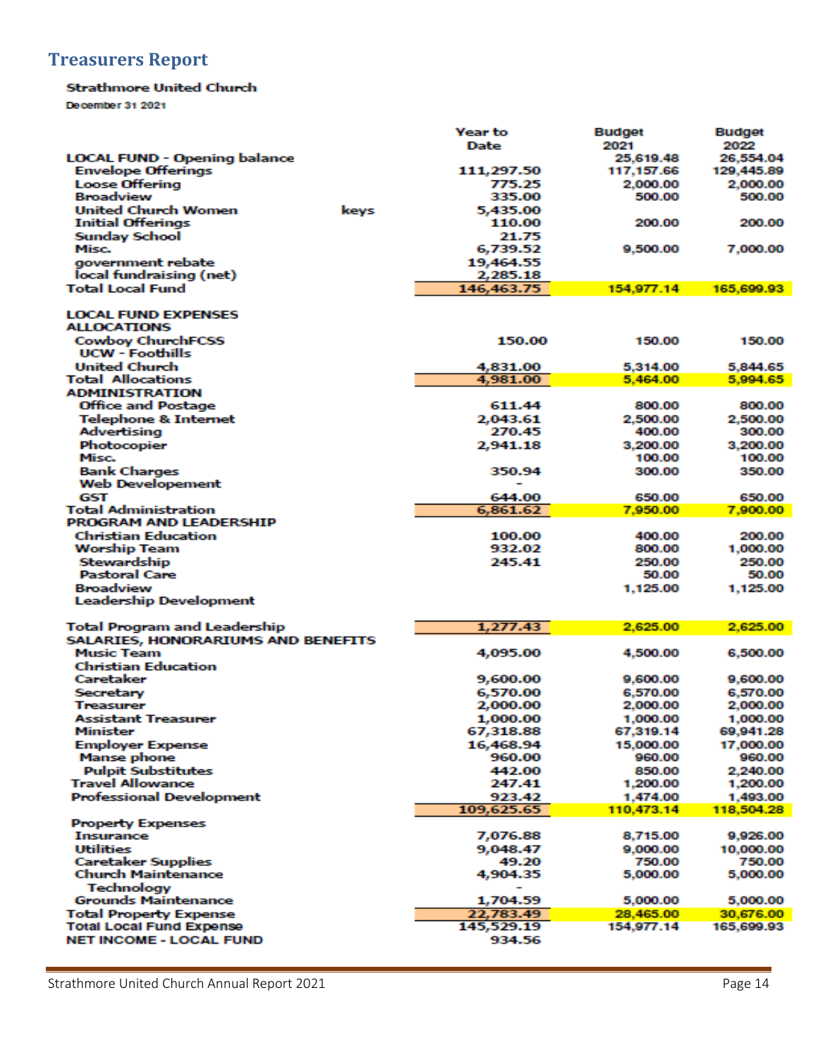## Treasurers Report

**Strathmore United Church**

December 31 2021

| | | Year to Date | Budget 2021 | Budget 2022 |
|---|---|---|---|---|
| **LOCAL FUND - Opening balance** | | | 25,619.48 | 26,554.04 |
| Envelope Offerings | | 111,297.50 | 117,157.66 | 129,445.89 |
| Loose Offering | | 775.25 | 2,000.00 | 2,000.00 |
| Broadview | | 335.00 | 500.00 | 500.00 |
| United Church Women | keys | 5,435.00 | | |
| Initial Offerings | | 110.00 | 200.00 | 200.00 |
| Sunday School | | 21.75 | | |
| Misc. | | 6,739.52 | 9,500.00 | 7,000.00 |
| government rebate | | 19,464.55 | | |
| local fundraising (net) | | 2,285.18 | | |
| **Total Local Fund** | | 146,463.75 | 154,977.14 | 165,699.93 |
| | | | | |
| **LOCAL FUND EXPENSES** | | | | |
| **ALLOCATIONS** | | | | |
| Cowboy ChurchFCSS | | 150.00 | 150.00 | 150.00 |
| UCW - Foothills | | | | |
| United Church | | 4,831.00 | 5,314.00 | 5,844.65 |
| **Total Allocations** | | 4,981.00 | 5,464.00 | 5,994.65 |
| **ADMINISTRATION** | | | | |
| Office and Postage | | 611.44 | 800.00 | 800.00 |
| Telephone & Internet | | 2,043.61 | 2,500.00 | 2,500.00 |
| Advertising | | 270.45 | 400.00 | 300.00 |
| Photocopier | | 2,941.18 | 3,200.00 | 3,200.00 |
| Misc. | | | 100.00 | 100.00 |
| Bank Charges | | 350.94 | 300.00 | 350.00 |
| Web Developement | | - | | |
| GST | | 644.00 | 650.00 | 650.00 |
| **Total Administration** | | 6,861.62 | 7,950.00 | 7,900.00 |
| **PROGRAM AND LEADERSHIP** | | | | |
| Christian Education | | 100.00 | 400.00 | 200.00 |
| Worship Team | | 932.02 | 800.00 | 1,000.00 |
| Stewardship | | 245.41 | 250.00 | 250.00 |
| Pastoral Care | | | 50.00 | 50.00 |
| Broadview | | | 1,125.00 | 1,125.00 |
| Leadership Development | | | | |
| **Total Program and Leadership** | | 1,277.43 | 2,625.00 | 2,625.00 |
| **SALARIES, HONORARIUMS AND BENEFITS** | | | | |
| Music Team | | 4,095.00 | 4,500.00 | 6,500.00 |
| Christian Education | | | | |
| Caretaker | | 9,600.00 | 9,600.00 | 9,600.00 |
| Secretary | | 6,570.00 | 6,570.00 | 6,570.00 |
| Treasurer | | 2,000.00 | 2,000.00 | 2,000.00 |
| Assistant Treasurer | | 1,000.00 | 1,000.00 | 1,000.00 |
| Minister | | 67,318.88 | 67,319.14 | 69,941.28 |
| Employer Expense | | 16,468.94 | 15,000.00 | 17,000.00 |
| Manse phone | | 960.00 | 960.00 | 960.00 |
| Pulpit Substitutes | | 442.00 | 850.00 | 2,240.00 |
| Travel Allowance | | 247.41 | 1,200.00 | 1,200.00 |
| Professional Development | | 923.42 | 1,474.00 | 1,493.00 |
| | | 109,625.65 | 110,473.14 | 118,504.28 |
| **Property Expenses** | | | | |
| Insurance | | 7,076.88 | 8,715.00 | 9,926.00 |
| Utilities | | 9,048.47 | 9,000.00 | 10,000.00 |
| Caretaker Supplies | | 49.20 | 750.00 | 750.00 |
| Church Maintenance | | 4,904.35 | 5,000.00 | 5,000.00 |
| Technology | | - | | |
| Grounds Maintenance | | 1,704.59 | 5,000.00 | 5,000.00 |
| **Total Property Expense** | | 22,783.49 | 28,465.00 | 30,676.00 |
| **Total Local Fund Expense** | | 145,529.19 | 154,977.14 | 165,699.93 |
| **NET INCOME - LOCAL FUND** | | 934.56 | | |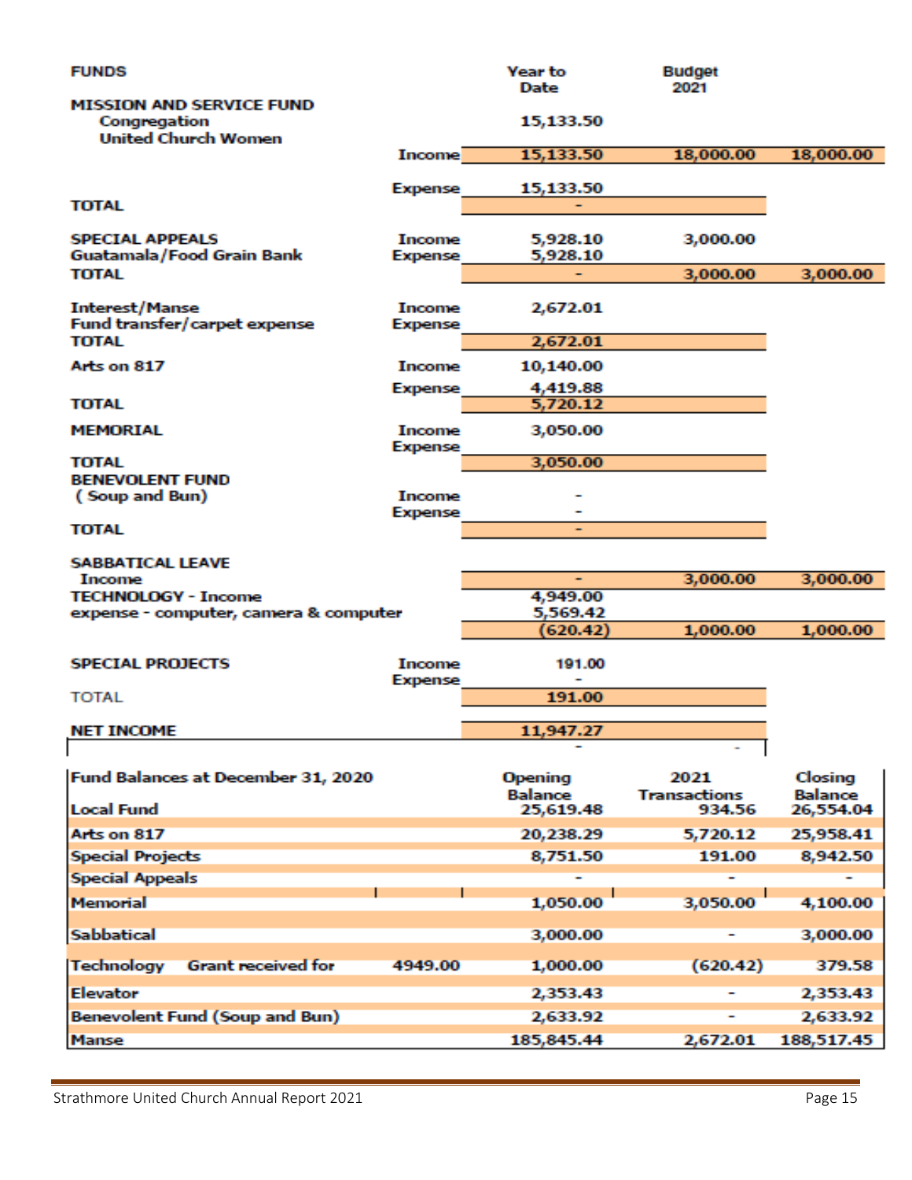| FUNDS | | Year to Date | Budget 2021 | |
|---|---|---|---|---|
| **MISSION AND SERVICE FUND** | | | | |
| Congregation | | 15,133.50 | | |
| United Church Women | | | | |
| | Income | 15,133.50 | 18,000.00 | 18,000.00 |
| | Expense | 15,133.50 | | |
| **TOTAL** | | - | | |
| **SPECIAL APPEALS** | Income | 5,928.10 | 3,000.00 | |
| Guatamala/Food Grain Bank | Expense | 5,928.10 | | |
| **TOTAL** | | - | 3,000.00 | 3,000.00 |
| Interest/Manse | Income | 2,672.01 | | |
| Fund transfer/carpet expense | Expense | | | |
| **TOTAL** | | 2,672.01 | | |
| Arts on 817 | Income | 10,140.00 | | |
| | Expense | 4,419.88 | | |
| **TOTAL** | | 5,720.12 | | |
| **MEMORIAL** | Income | 3,050.00 | | |
| | Expense | | | |
| **TOTAL** | | 3,050.00 | | |
| **BENEVOLENT FUND** | | | | |
| ( Soup and Bun) | Income | - | | |
| | Expense | - | | |
| **TOTAL** | | - | | |
| **SABBATICAL LEAVE** | | | | |
| Income | | - | 3,000.00 | 3,000.00 |
| **TECHNOLOGY** - Income | | 4,949.00 | | |
| expense - computer, camera & computer | | 5,569.42 | | |
| | | (620.42) | 1,000.00 | 1,000.00 |
| **SPECIAL PROJECTS** | Income | 191.00 | | |
| | Expense | - | | |
| TOTAL | | 191.00 | | |
| **NET INCOME** | | 11,947.27 | | |
| | | - | - | |

| Fund Balances at December 31, 2020 | | Opening Balance | 2021 Transactions | Closing Balance |
|---|---|---|---|---|
| Local Fund | | 25,619.48 | 934.56 | 26,554.04 |
| Arts on 817 | | 20,238.29 | 5,720.12 | 25,958.41 |
| Special Projects | | 8,751.50 | 191.00 | 8,942.50 |
| Special Appeals | | - | - | - |
| Memorial | | 1,050.00 | 3,050.00 | 4,100.00 |
| Sabbatical | | 3,000.00 | - | 3,000.00 |
| Technology Grant received for | 4949.00 | 1,000.00 | (620.42) | 379.58 |
| Elevator | | 2,353.43 | - | 2,353.43 |
| Benevolent Fund (Soup and Bun) | | 2,633.92 | - | 2,633.92 |
| Manse | | 185,845.44 | 2,672.01 | 188,517.45 |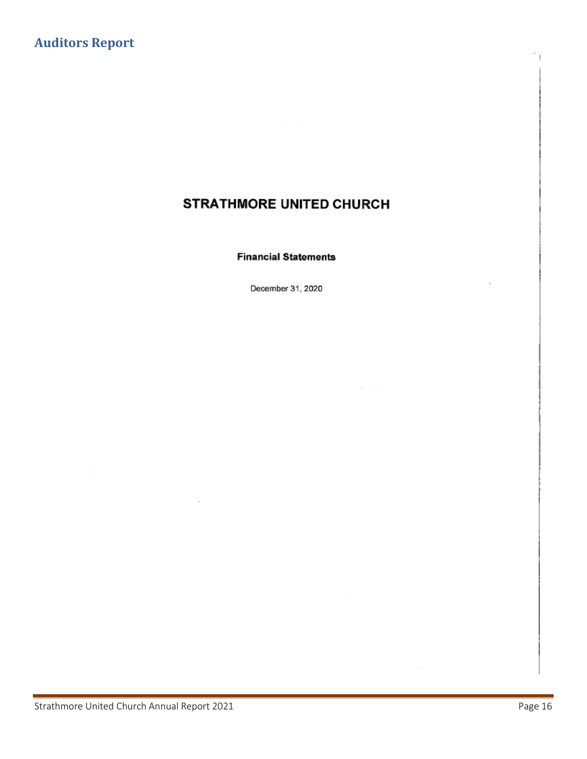## Auditors Report

# STRATHMORE UNITED CHURCH

**Financial Statements**

December 31, 2020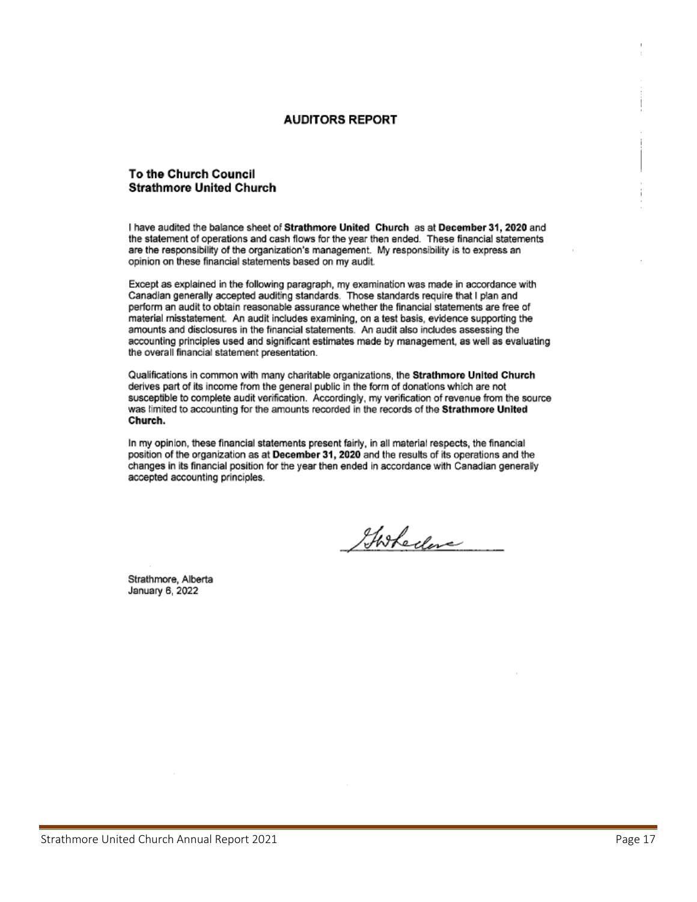# AUDITORS REPORT

**To the Church Council**
**Strathmore United Church**

I have audited the balance sheet of **Strathmore United Church** as at **December 31, 2020** and the statement of operations and cash flows for the year then ended. These financial statements are the responsibility of the organization's management. My responsibility is to express an opinion on these financial statements based on my audit.

Except as explained in the following paragraph, my examination was made in accordance with Canadian generally accepted auditing standards. Those standards require that I plan and perform an audit to obtain reasonable assurance whether the financial statements are free of material misstatement. An audit includes examining, on a test basis, evidence supporting the amounts and disclosures in the financial statements. An audit also includes assessing the accounting principles used and significant estimates made by management, as well as evaluating the overall financial statement presentation.

Qualifications in common with many charitable organizations, the **Strathmore United Church** derives part of its income from the general public in the form of donations which are not susceptible to complete audit verification. Accordingly, my verification of revenue from the source was limited to accounting for the amounts recorded in the records of the **Strathmore United Church.**

In my opinion, these financial statements present fairly, in all material respects, the financial position of the organization as at **December 31, 2020** and the results of its operations and the changes in its financial position for the year then ended in accordance with Canadian generally accepted accounting principles.

Strathmore, Alberta
January 6, 2022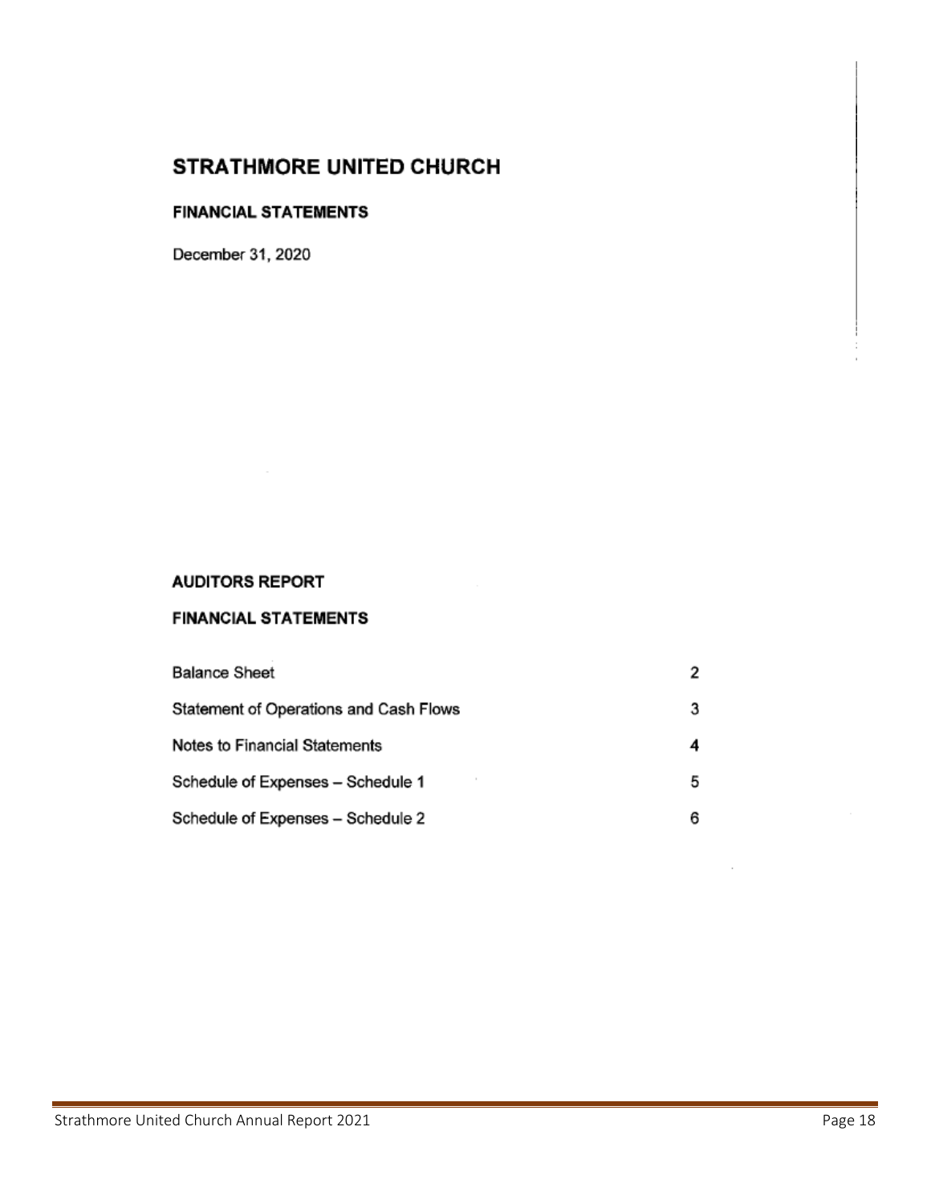# STRATHMORE UNITED CHURCH

## FINANCIAL STATEMENTS

December 31, 2020

## AUDITORS REPORT

## FINANCIAL STATEMENTS

| | |
|---|---|
| Balance Sheet | 2 |
| Statement of Operations and Cash Flows | 3 |
| Notes to Financial Statements | 4 |
| Schedule of Expenses – Schedule 1 | 5 |
| Schedule of Expenses – Schedule 2 | 6 |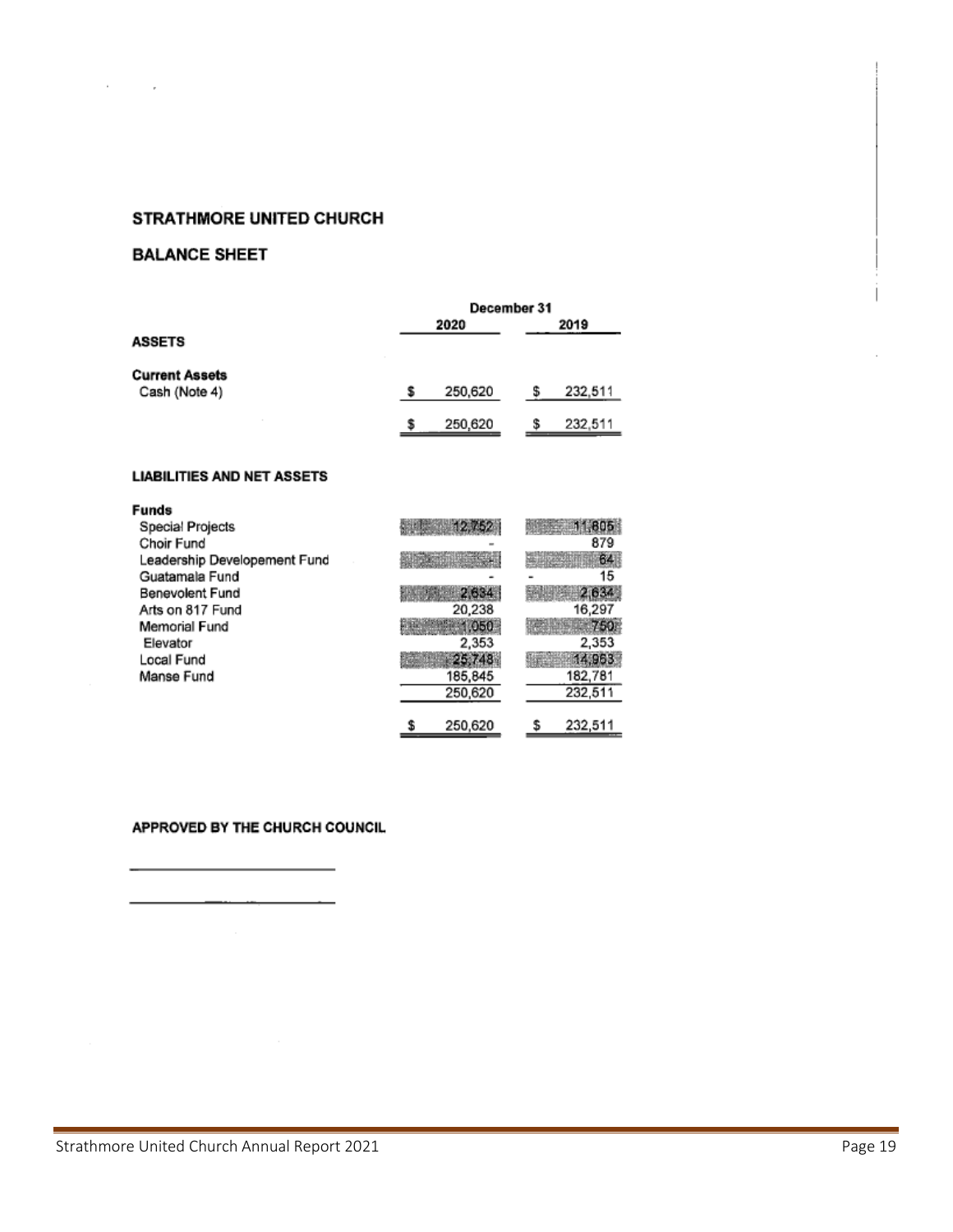## STRATHMORE UNITED CHURCH

## BALANCE SHEET

| | December 31 | |
|---|---|---|
| | 2020 | 2019 |
| **ASSETS** | | |
| **Current Assets** | | |
| Cash (Note 4) | $ 250,620 | $ 232,511 |
| | $ 250,620 | $ 232,511 |
| **LIABILITIES AND NET ASSETS** | | |
| **Funds** | | |
| Special Projects | 12,752 | 11,805 |
| Choir Fund | - | 879 |
| Leadership Developement Fund | - | 64 |
| Guatamala Fund | - | 15 |
| Benevolent Fund | 2,634 | 2,634 |
| Arts on 817 Fund | 20,238 | 16,297 |
| Memorial Fund | 1,050 | 750 |
| Elevator | 2,353 | 2,353 |
| Local Fund | 25,748 | 14,953 |
| Manse Fund | 185,845 | 182,781 |
| | 250,620 | 232,511 |
| | $ 250,620 | $ 232,511 |

**APPROVED BY THE CHURCH COUNCIL**

______________________________

______________________________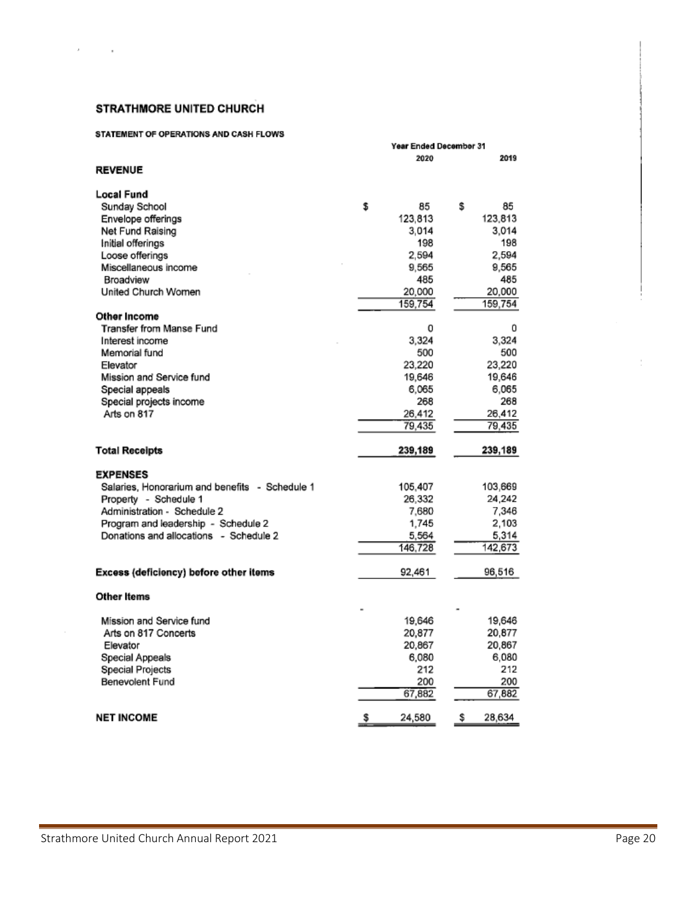# STRATHMORE UNITED CHURCH

## STATEMENT OF OPERATIONS AND CASH FLOWS

| | Year Ended December 31 2020 | 2019 |
|---|---|---|
| **REVENUE** | | |
| **Local Fund** | | |
| Sunday School | $ 85 | $ 85 |
| Envelope offerings | 123,813 | 123,813 |
| Net Fund Raising | 3,014 | 3,014 |
| Initial offerings | 198 | 198 |
| Loose offerings | 2,594 | 2,594 |
| Miscellaneous income | 9,565 | 9,565 |
| Broadview | 485 | 485 |
| United Church Women | 20,000 | 20,000 |
| | 159,754 | 159,754 |
| **Other Income** | | |
| Transfer from Manse Fund | 0 | 0 |
| Interest income | 3,324 | 3,324 |
| Memorial fund | 500 | 500 |
| Elevator | 23,220 | 23,220 |
| Mission and Service fund | 19,646 | 19,646 |
| Special appeals | 6,065 | 6,065 |
| Special projects income | 268 | 268 |
| Arts on 817 | 26,412 | 26,412 |
| | 79,435 | 79,435 |
| **Total Receipts** | **239,189** | **239,189** |
| **EXPENSES** | | |
| Salaries, Honorarium and benefits - Schedule 1 | 105,407 | 103,669 |
| Property - Schedule 1 | 26,332 | 24,242 |
| Administration - Schedule 2 | 7,680 | 7,346 |
| Program and leadership - Schedule 2 | 1,745 | 2,103 |
| Donations and allocations - Schedule 2 | 5,564 | 5,314 |
| | 146,728 | 142,673 |
| **Excess (deficiency) before other items** | 92,461 | 96,516 |
| **Other Items** | - | - |
| Mission and Service fund | 19,646 | 19,646 |
| Arts on 817 Concerts | 20,877 | 20,877 |
| Elevator | 20,867 | 20,867 |
| Special Appeals | 6,080 | 6,080 |
| Special Projects | 212 | 212 |
| Benevolent Fund | 200 | 200 |
| | 67,882 | 67,882 |
| **NET INCOME** | $ 24,580 | $ 28,634 |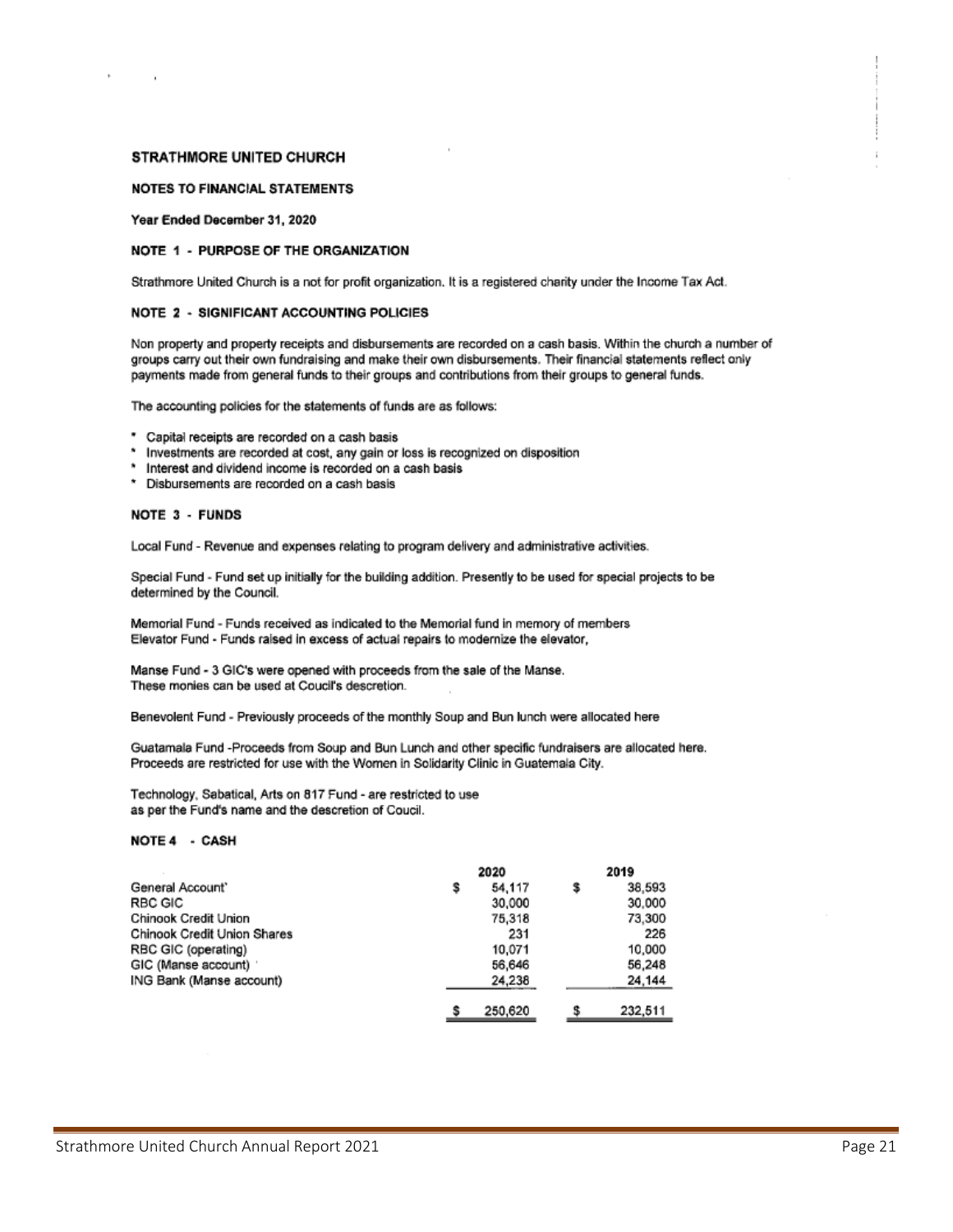# STRATHMORE UNITED CHURCH

## NOTES TO FINANCIAL STATEMENTS

**Year Ended December 31, 2020**

### NOTE 1 - PURPOSE OF THE ORGANIZATION

Strathmore United Church is a not for profit organization. It is a registered charity under the Income Tax Act.

### NOTE 2 - SIGNIFICANT ACCOUNTING POLICIES

Non property and property receipts and disbursements are recorded on a cash basis. Within the church a number of groups carry out their own fundraising and make their own disbursements. Their financial statements reflect only payments made from general funds to their groups and contributions from their groups to general funds.

The accounting policies for the statements of funds are as follows:

* Capital receipts are recorded on a cash basis
* Investments are recorded at cost, any gain or loss is recognized on disposition
* Interest and dividend income is recorded on a cash basis
* Disbursements are recorded on a cash basis

### NOTE 3 - FUNDS

Local Fund - Revenue and expenses relating to program delivery and administrative activities.

Special Fund - Fund set up initially for the building addition. Presently to be used for special projects to be determined by the Council.

Memorial Fund - Funds received as indicated to the Memorial fund in memory of members
Elevator Fund - Funds raised in excess of actual repairs to modernize the elevator,

Manse Fund - 3 GIC's were opened with proceeds from the sale of the Manse.
These monies can be used at Coucil's descretion.

Benevolent Fund - Previously proceeds of the monthly Soup and Bun lunch were allocated here

Guatamala Fund -Proceeds from Soup and Bun Lunch and other specific fundraisers are allocated here.
Proceeds are restricted for use with the Women in Solidarity Clinic in Guatemala City.

Technology, Sabatical, Arts on 817 Fund - are restricted to use
as per the Fund's name and the descretion of Coucil.

### NOTE 4 - CASH

| | 2020 | 2019 |
|---|---|---|
| General Account' | $ 54,117 | $ 38,593 |
| RBC GIC | 30,000 | 30,000 |
| Chinook Credit Union | 75,318 | 73,300 |
| Chinook Credit Union Shares | 231 | 226 |
| RBC GIC (operating) | 10,071 | 10,000 |
| GIC (Manse account) | 56,646 | 56,248 |
| ING Bank (Manse account) | 24,236 | 24,144 |
| | $ 250,620 | $ 232,511 |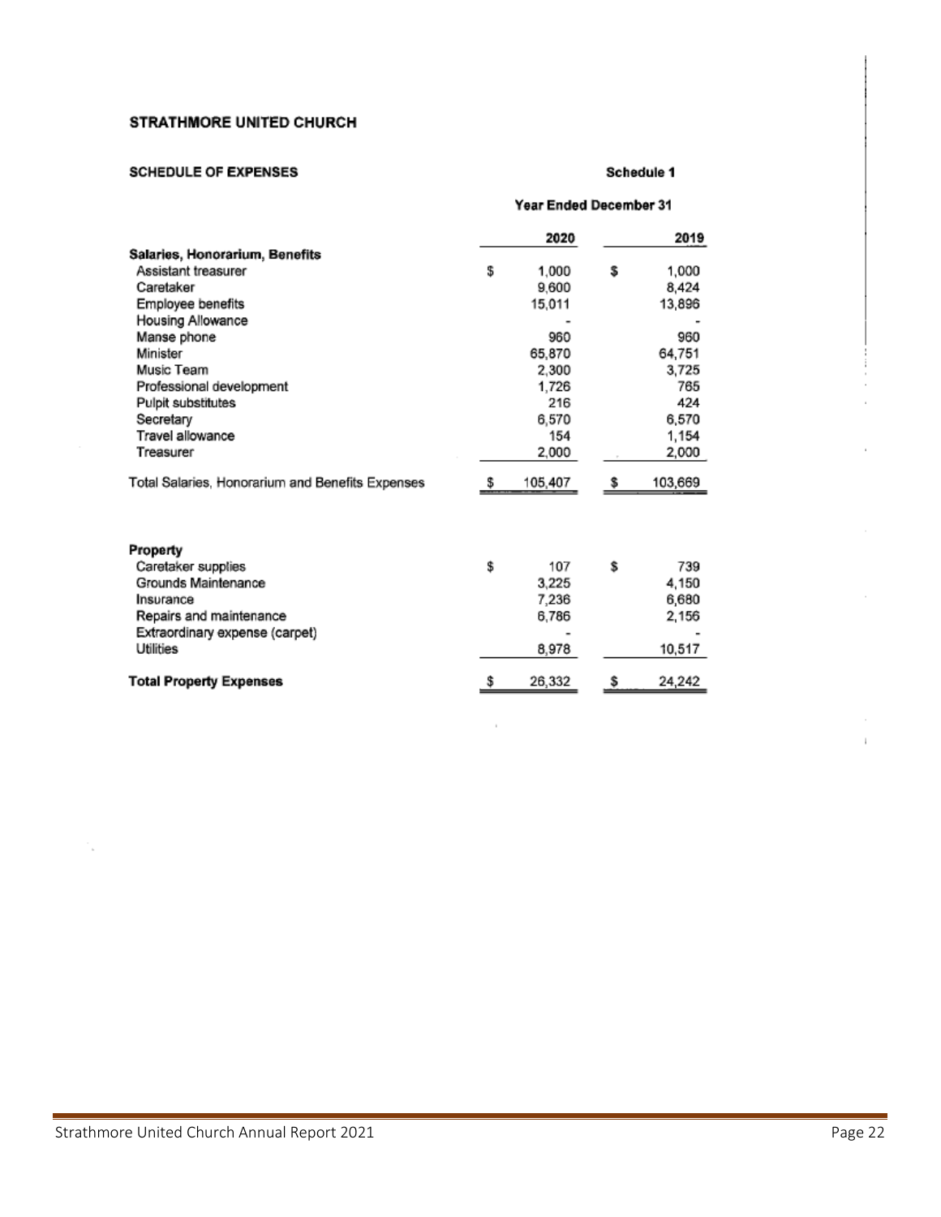**STRATHMORE UNITED CHURCH**

**SCHEDULE OF EXPENSES** **Schedule 1**

| | Year Ended December 31 | |
|---|---|---|
| | **2020** | **2019** |
| **Salaries, Honorarium, Benefits** | | |
| Assistant treasurer | $ 1,000 | $ 1,000 |
| Caretaker | 9,600 | 8,424 |
| Employee benefits | 15,011 | 13,896 |
| Housing Allowance | - | - |
| Manse phone | 960 | 960 |
| Minister | 65,870 | 64,751 |
| Music Team | 2,300 | 3,725 |
| Professional development | 1,726 | 765 |
| Pulpit substitutes | 216 | 424 |
| Secretary | 6,570 | 6,570 |
| Travel allowance | 154 | 1,154 |
| Treasurer | 2,000 | 2,000 |
| Total Salaries, Honorarium and Benefits Expenses | $ 105,407 | $ 103,669 |

| | **2020** | **2019** |
|---|---|---|
| **Property** | | |
| Caretaker supplies | $ 107 | $ 739 |
| Grounds Maintenance | 3,225 | 4,150 |
| Insurance | 7,236 | 6,680 |
| Repairs and maintenance | 6,786 | 2,156 |
| Extraordinary expense (carpet) | - | - |
| Utilities | 8,978 | 10,517 |
| **Total Property Expenses** | $ 26,332 | $ 24,242 |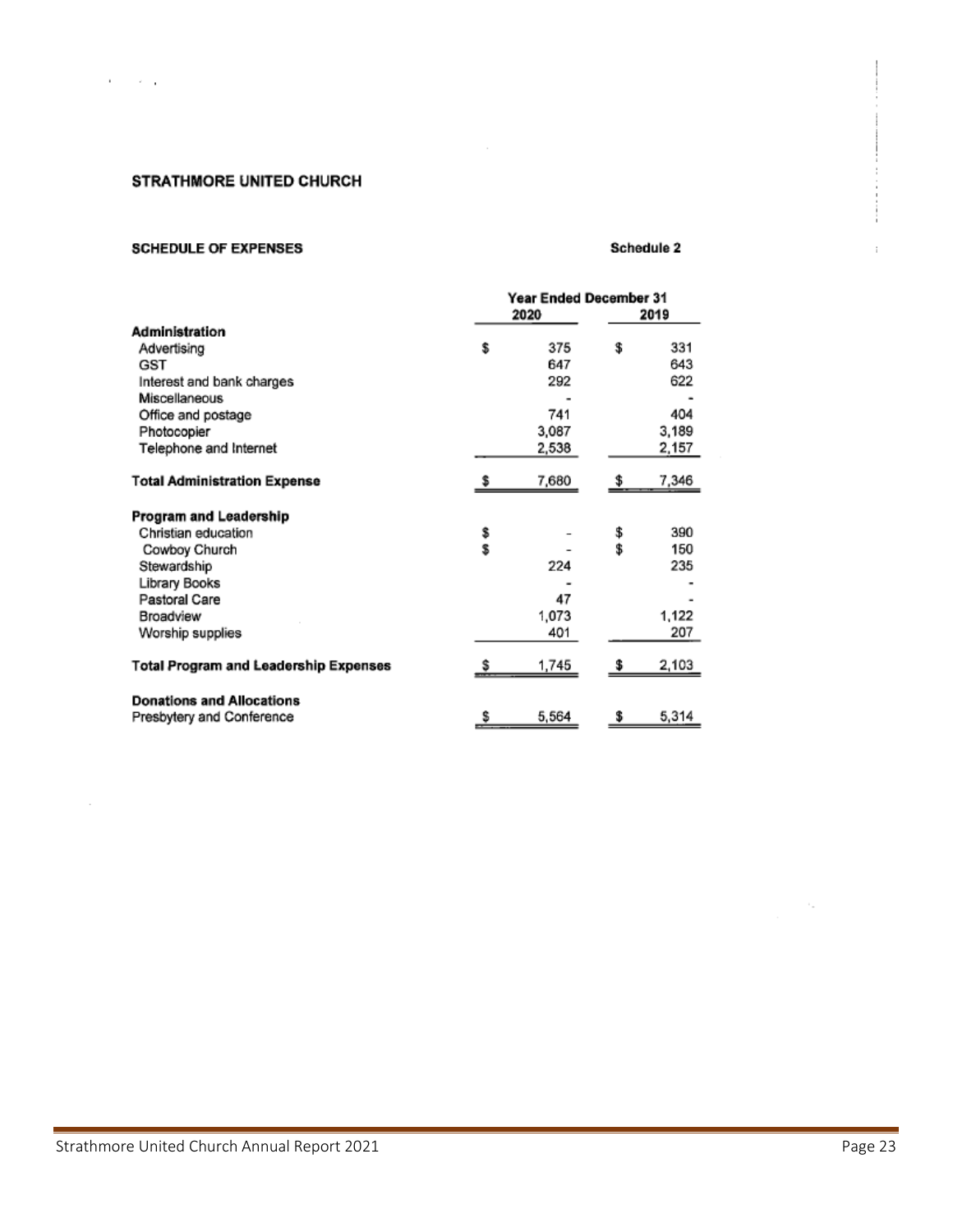# STRATHMORE UNITED CHURCH

## SCHEDULE OF EXPENSES

**Schedule 2**

| | Year Ended December 31 | |
|---|---|---|
| | 2020 | 2019 |
| **Administration** | | |
| Advertising | $ 375 | $ 331 |
| GST | 647 | 643 |
| Interest and bank charges | 292 | 622 |
| Miscellaneous | - | - |
| Office and postage | 741 | 404 |
| Photocopier | 3,087 | 3,189 |
| Telephone and Internet | 2,538 | 2,157 |
| **Total Administration Expense** | $ 7,680 | $ 7,346 |
| **Program and Leadership** | | |
| Christian education | $ - | $ 390 |
| Cowboy Church | $ - | $ 150 |
| Stewardship | 224 | 235 |
| Library Books | - | - |
| Pastoral Care | 47 | - |
| Broadview | 1,073 | 1,122 |
| Worship supplies | 401 | 207 |
| **Total Program and Leadership Expenses** | $ 1,745 | $ 2,103 |
| **Donations and Allocations** | | |
| Presbytery and Conference | $ 5,564 | $ 5,314 |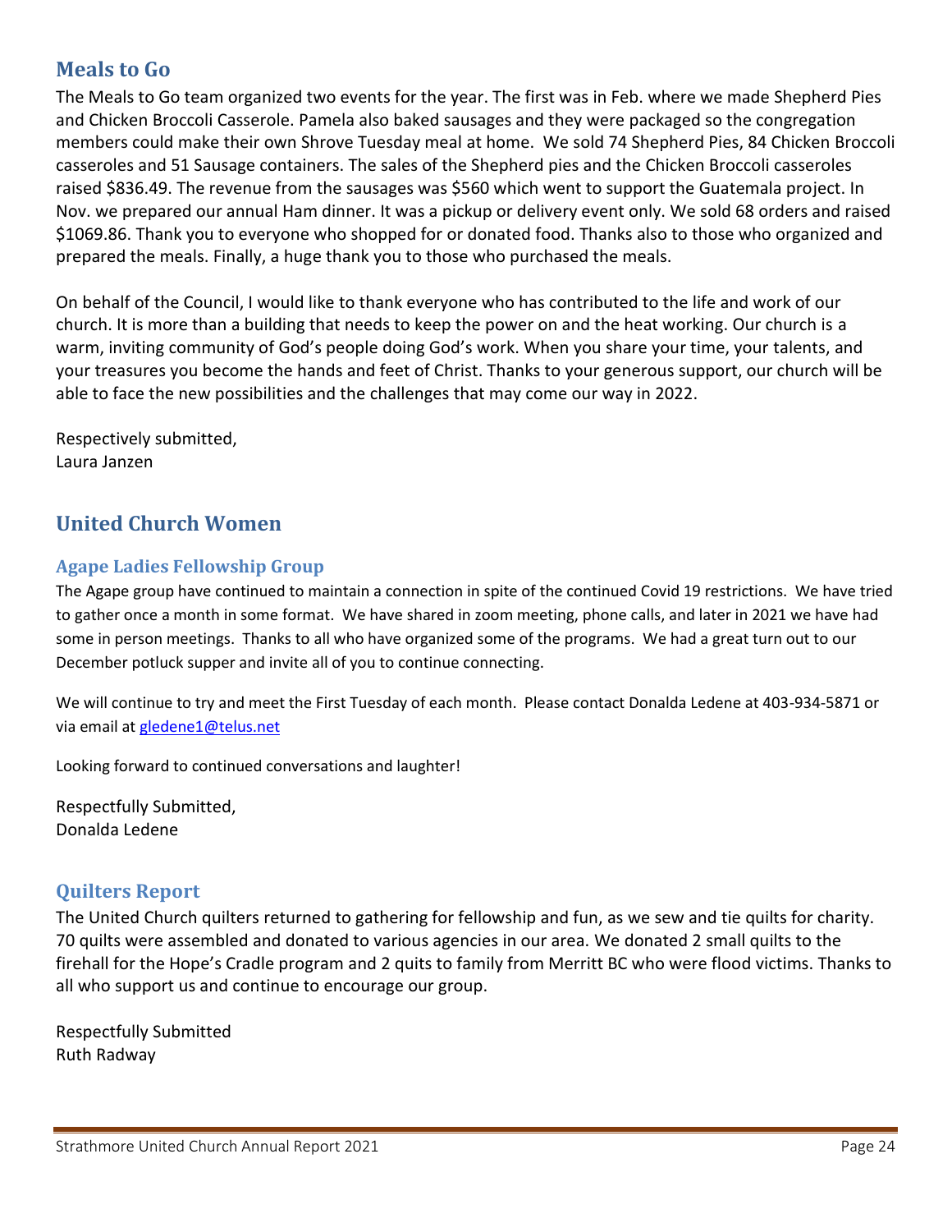## Meals to Go

The Meals to Go team organized two events for the year. The first was in Feb. where we made Shepherd Pies and Chicken Broccoli Casserole. Pamela also baked sausages and they were packaged so the congregation members could make their own Shrove Tuesday meal at home. We sold 74 Shepherd Pies, 84 Chicken Broccoli casseroles and 51 Sausage containers. The sales of the Shepherd pies and the Chicken Broccoli casseroles raised $836.49. The revenue from the sausages was $560 which went to support the Guatemala project. In Nov. we prepared our annual Ham dinner. It was a pickup or delivery event only. We sold 68 orders and raised $1069.86. Thank you to everyone who shopped for or donated food. Thanks also to those who organized and prepared the meals. Finally, a huge thank you to those who purchased the meals.

On behalf of the Council, I would like to thank everyone who has contributed to the life and work of our church. It is more than a building that needs to keep the power on and the heat working. Our church is a warm, inviting community of God's people doing God's work. When you share your time, your talents, and your treasures you become the hands and feet of Christ. Thanks to your generous support, our church will be able to face the new possibilities and the challenges that may come our way in 2022.

Respectively submitted,
Laura Janzen

## United Church Women

### Agape Ladies Fellowship Group

The Agape group have continued to maintain a connection in spite of the continued Covid 19 restrictions. We have tried to gather once a month in some format. We have shared in zoom meeting, phone calls, and later in 2021 we have had some in person meetings. Thanks to all who have organized some of the programs. We had a great turn out to our December potluck supper and invite all of you to continue connecting.

We will continue to try and meet the First Tuesday of each month. Please contact Donalda Ledene at 403-934-5871 or via email at gledene1@telus.net

Looking forward to continued conversations and laughter!

Respectfully Submitted,
Donalda Ledene

### Quilters Report

The United Church quilters returned to gathering for fellowship and fun, as we sew and tie quilts for charity. 70 quilts were assembled and donated to various agencies in our area. We donated 2 small quilts to the firehall for the Hope's Cradle program and 2 quits to family from Merritt BC who were flood victims. Thanks to all who support us and continue to encourage our group.

Respectfully Submitted
Ruth Radway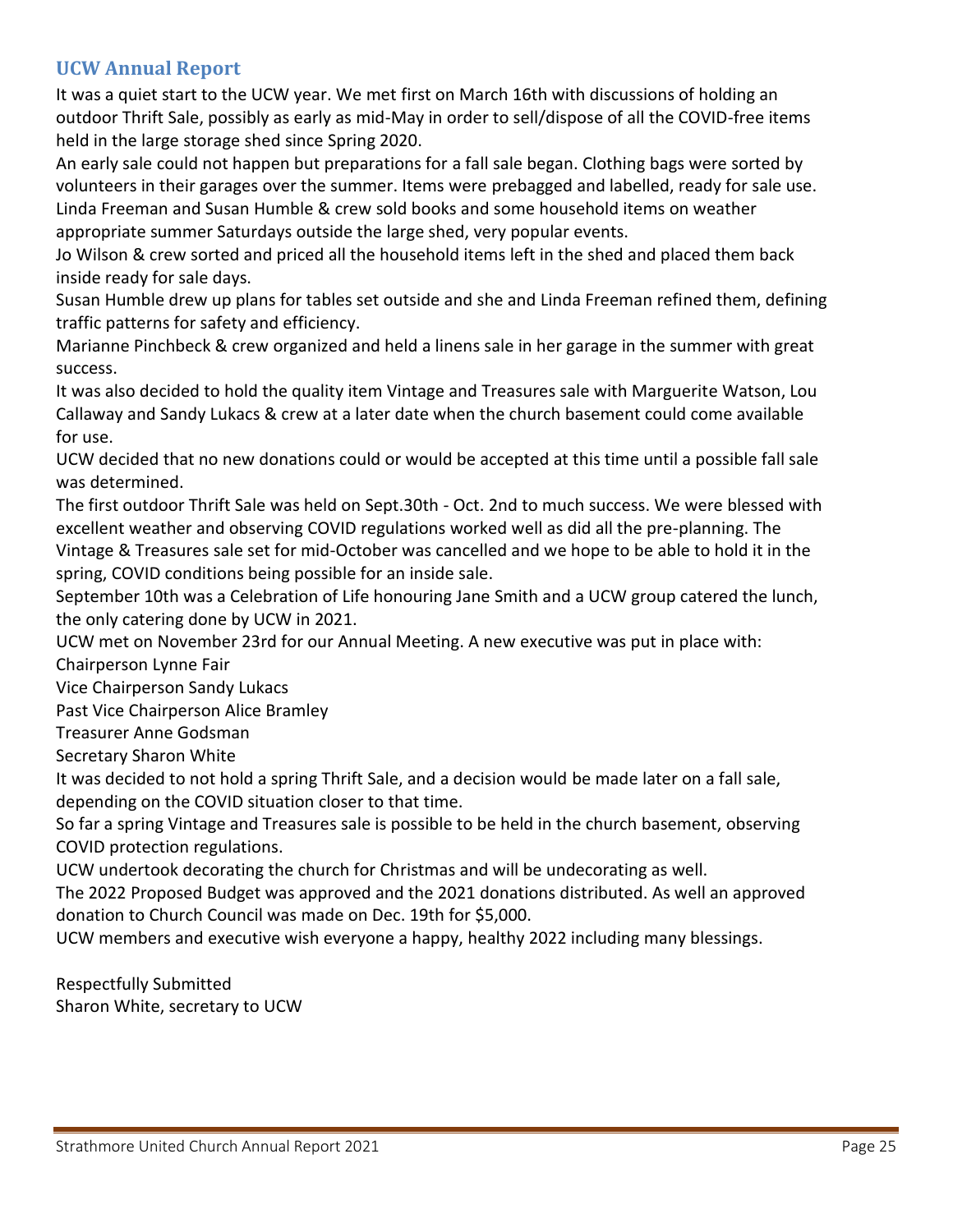## UCW Annual Report

It was a quiet start to the UCW year. We met first on March 16th with discussions of holding an outdoor Thrift Sale, possibly as early as mid-May in order to sell/dispose of all the COVID-free items held in the large storage shed since Spring 2020.

An early sale could not happen but preparations for a fall sale began. Clothing bags were sorted by volunteers in their garages over the summer. Items were prebagged and labelled, ready for sale use.

Linda Freeman and Susan Humble & crew sold books and some household items on weather appropriate summer Saturdays outside the large shed, very popular events.

Jo Wilson & crew sorted and priced all the household items left in the shed and placed them back inside ready for sale days.

Susan Humble drew up plans for tables set outside and she and Linda Freeman refined them, defining traffic patterns for safety and efficiency.

Marianne Pinchbeck & crew organized and held a linens sale in her garage in the summer with great success.

It was also decided to hold the quality item Vintage and Treasures sale with Marguerite Watson, Lou Callaway and Sandy Lukacs & crew at a later date when the church basement could come available for use.

UCW decided that no new donations could or would be accepted at this time until a possible fall sale was determined.

The first outdoor Thrift Sale was held on Sept.30th - Oct. 2nd to much success. We were blessed with excellent weather and observing COVID regulations worked well as did all the pre-planning. The Vintage & Treasures sale set for mid-October was cancelled and we hope to be able to hold it in the spring, COVID conditions being possible for an inside sale.

September 10th was a Celebration of Life honouring Jane Smith and a UCW group catered the lunch, the only catering done by UCW in 2021.

UCW met on November 23rd for our Annual Meeting. A new executive was put in place with:

Chairperson Lynne Fair
Vice Chairperson Sandy Lukacs
Past Vice Chairperson Alice Bramley
Treasurer Anne Godsman
Secretary Sharon White

It was decided to not hold a spring Thrift Sale, and a decision would be made later on a fall sale, depending on the COVID situation closer to that time.

So far a spring Vintage and Treasures sale is possible to be held in the church basement, observing COVID protection regulations.

UCW undertook decorating the church for Christmas and will be undecorating as well.

The 2022 Proposed Budget was approved and the 2021 donations distributed. As well an approved donation to Church Council was made on Dec. 19th for $5,000.

UCW members and executive wish everyone a happy, healthy 2022 including many blessings.

Respectfully Submitted
Sharon White, secretary to UCW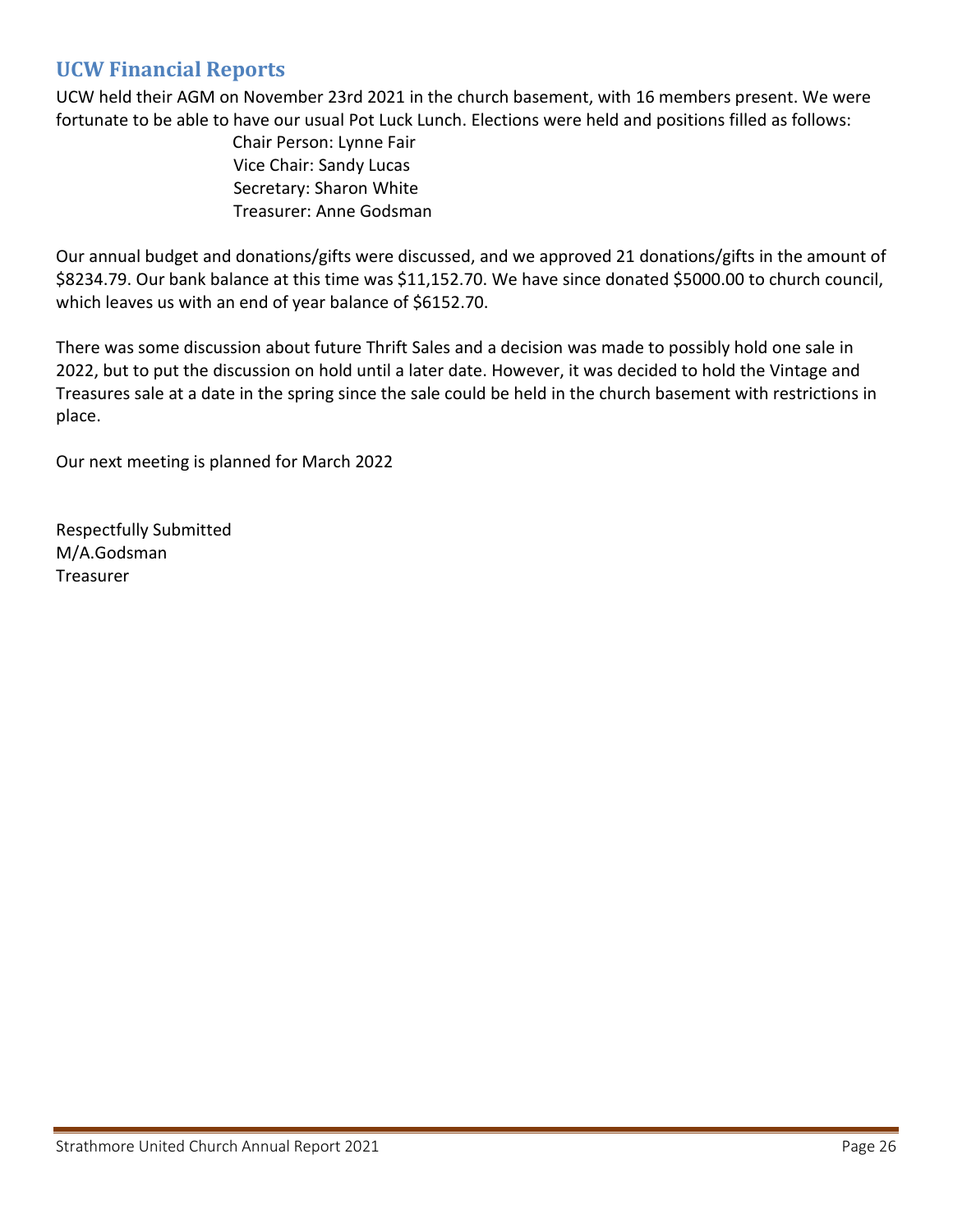## UCW Financial Reports

UCW held their AGM on November 23rd 2021 in the church basement, with 16 members present. We were fortunate to be able to have our usual Pot Luck Lunch. Elections were held and positions filled as follows:

Chair Person: Lynne Fair
Vice Chair: Sandy Lucas
Secretary: Sharon White
Treasurer: Anne Godsman

Our annual budget and donations/gifts were discussed, and we approved 21 donations/gifts in the amount of $8234.79. Our bank balance at this time was $11,152.70. We have since donated $5000.00 to church council, which leaves us with an end of year balance of $6152.70.

There was some discussion about future Thrift Sales and a decision was made to possibly hold one sale in 2022, but to put the discussion on hold until a later date. However, it was decided to hold the Vintage and Treasures sale at a date in the spring since the sale could be held in the church basement with restrictions in place.

Our next meeting is planned for March 2022

Respectfully Submitted
M/A.Godsman
Treasurer